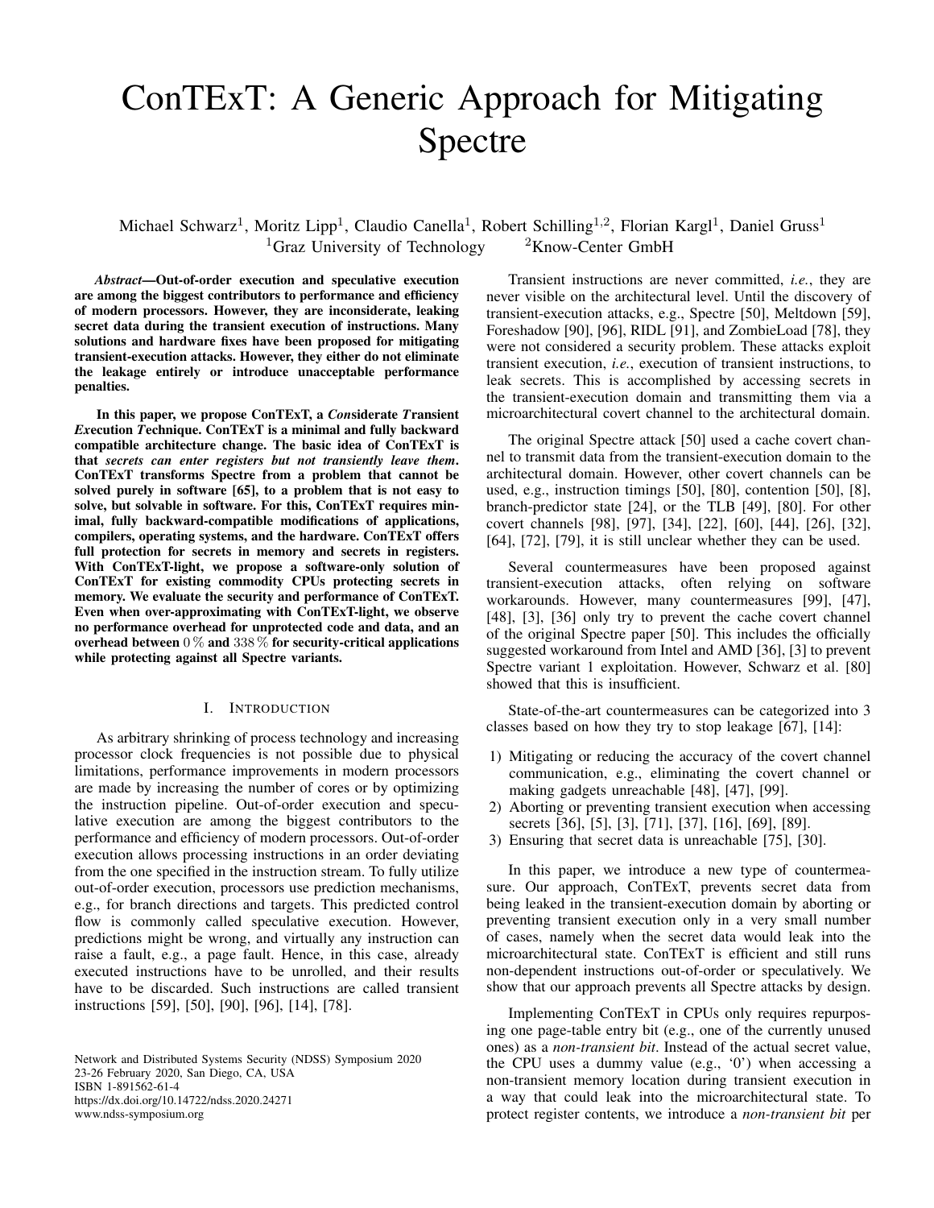# ConTExT: A Generic Approach for Mitigating Spectre

Michael Schwarz[1], Moritz Lipp[1], Claudio Canella[1], Robert Schilling[1,2], Florian Kargl[1], Daniel Gruss[1]

[1]Graz University of Technology [2]Know-Center GmbH

***Abstract*—Out-of-order execution and speculative execution are among the biggest contributors to performance and efficiency of modern processors. However, they are inconsiderate, leaking secret data during the transient execution of instructions. Many solutions and hardware fixes have been proposed for mitigating transient-execution attacks. However, they either do not eliminate the leakage entirely or introduce unacceptable performance penalties.**

**In this paper, we propose ConTExT, a *Con*siderate *T*ransient *Ex*ecution *T*echnique. ConTExT is a minimal and fully backward compatible architecture change. The basic idea of ConTExT is that *secrets can enter registers but not transiently leave them*. ConTExT transforms Spectre from a problem that cannot be solved purely in software [65], to a problem that is not easy to solve, but solvable in software. For this, ConTExT requires minimal, fully backward-compatible modifications of applications, compilers, operating systems, and the hardware. ConTExT offers full protection for secrets in memory and secrets in registers. With ConTExT-light, we propose a software-only solution of ConTExT for existing commodity CPUs protecting secrets in memory. We evaluate the security and performance of ConTExT. Even when over-approximating with ConTExT-light, we observe no performance overhead for unprotected code and data, and an overhead between $0\,\%$ and $338\,\%$ for security-critical applications while protecting against all Spectre variants.**

## I. Introduction

As arbitrary shrinking of process technology and increasing processor clock frequencies is not possible due to physical limitations, performance improvements in modern processors are made by increasing the number of cores or by optimizing the instruction pipeline. Out-of-order execution and speculative execution are among the biggest contributors to the performance and efficiency of modern processors. Out-of-order execution allows processing instructions in an order deviating from the one specified in the instruction stream. To fully utilize out-of-order execution, processors use prediction mechanisms, e.g., for branch directions and targets. This predicted control flow is commonly called speculative execution. However, predictions might be wrong, and virtually any instruction can raise a fault, e.g., a page fault. Hence, in this case, already executed instructions have to be unrolled, and their results have to be discarded. Such instructions are called transient instructions [59], [50], [90], [96], [14], [78].

Transient instructions are never committed, *i.e.*, they are never visible on the architectural level. Until the discovery of transient-execution attacks, e.g., Spectre [50], Meltdown [59], Foreshadow [90], [96], RIDL [91], and ZombieLoad [78], they were not considered a security problem. These attacks exploit transient execution, *i.e.*, execution of transient instructions, to leak secrets. This is accomplished by accessing secrets in the transient-execution domain and transmitting them via a microarchitectural covert channel to the architectural domain.

The original Spectre attack [50] used a cache covert channel to transmit data from the transient-execution domain to the architectural domain. However, other covert channels can be used, e.g., instruction timings [50], [80], contention [50], [8], branch-predictor state [24], or the TLB [49], [80]. For other covert channels [98], [97], [34], [22], [60], [44], [26], [32], [64], [72], [79], it is still unclear whether they can be used.

Several countermeasures have been proposed against transient-execution attacks, often relying on software workarounds. However, many countermeasures [99], [47], [48], [3], [36] only try to prevent the cache covert channel of the original Spectre paper [50]. This includes the officially suggested workaround from Intel and AMD [36], [3] to prevent Spectre variant 1 exploitation. However, Schwarz et al. [80] showed that this is insufficient.

State-of-the-art countermeasures can be categorized into 3 classes based on how they try to stop leakage [67], [14]:

1) Mitigating or reducing the accuracy of the covert channel communication, e.g., eliminating the covert channel or making gadgets unreachable [48], [47], [99].
2) Aborting or preventing transient execution when accessing secrets [36], [5], [3], [71], [37], [16], [69], [89].
3) Ensuring that secret data is unreachable [75], [30].

In this paper, we introduce a new type of countermeasure. Our approach, ConTExT, prevents secret data from being leaked in the transient-execution domain by aborting or preventing transient execution only in a very small number of cases, namely when the secret data would leak into the microarchitectural state. ConTExT is efficient and still runs non-dependent instructions out-of-order or speculatively. We show that our approach prevents all Spectre attacks by design.

Implementing ConTExT in CPUs only requires repurposing one page-table entry bit (e.g., one of the currently unused ones) as a *non-transient bit*. Instead of the actual secret value, the CPU uses a dummy value (e.g., '0') when accessing a non-transient memory location during transient execution in a way that could leak into the microarchitectural state. To protect register contents, we introduce a *non-transient bit* per

Network and Distributed Systems Security (NDSS) Symposium 2020
23-26 February 2020, San Diego, CA, USA
ISBN 1-891562-61-4
https://dx.doi.org/10.14722/ndss.2020.24271
www.ndss-symposium.org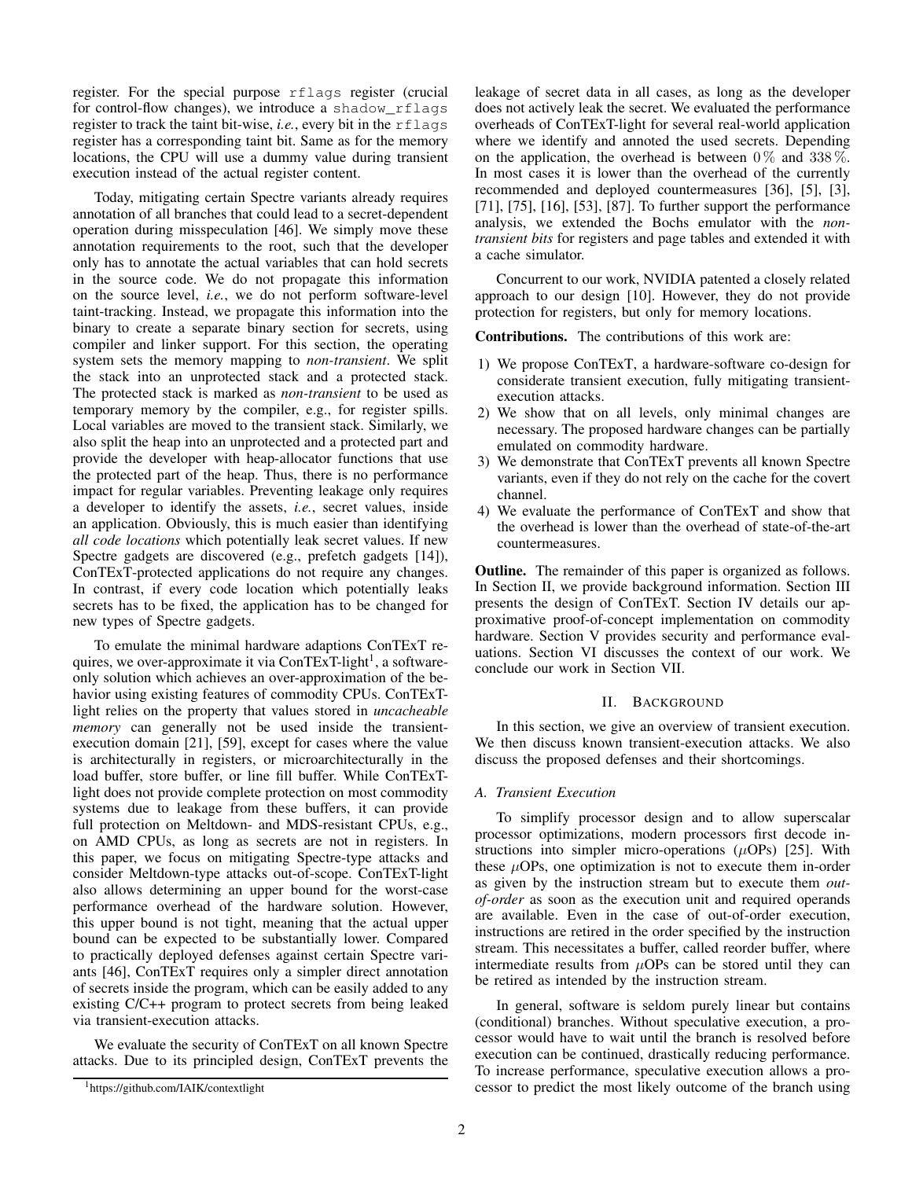register. For the special purpose `rflags` register (crucial for control-flow changes), we introduce a `shadow_rflags` register to track the taint bit-wise, *i.e.*, every bit in the `rflags` register has a corresponding taint bit. Same as for the memory locations, the CPU will use a dummy value during transient execution instead of the actual register content.

Today, mitigating certain Spectre variants already requires annotation of all branches that could lead to a secret-dependent operation during misspeculation [46]. We simply move these annotation requirements to the root, such that the developer only has to annotate the actual variables that can hold secrets in the source code. We do not propagate this information on the source level, *i.e.*, we do not perform software-level taint-tracking. Instead, we propagate this information into the binary to create a separate binary section for secrets, using compiler and linker support. For this section, the operating system sets the memory mapping to *non-transient*. We split the stack into an unprotected stack and a protected stack. The protected stack is marked as *non-transient* to be used as temporary memory by the compiler, e.g., for register spills. Local variables are moved to the transient stack. Similarly, we also split the heap into an unprotected and a protected part and provide the developer with heap-allocator functions that use the protected part of the heap. Thus, there is no performance impact for regular variables. Preventing leakage only requires a developer to identify the assets, *i.e.*, secret values, inside an application. Obviously, this is much easier than identifying *all code locations* which potentially leak secret values. If new Spectre gadgets are discovered (e.g., prefetch gadgets [14]), ConTExT-protected applications do not require any changes. In contrast, if every code location which potentially leaks secrets has to be fixed, the application has to be changed for new types of Spectre gadgets.

To emulate the minimal hardware adaptions ConTExT requires, we over-approximate it via ConTExT-light[1], a software-only solution which achieves an over-approximation of the behavior using existing features of commodity CPUs. ConTExT-light relies on the property that values stored in *uncacheable memory* can generally not be used inside the transient-execution domain [21], [59], except for cases where the value is architecturally in registers, or microarchitecturally in the load buffer, store buffer, or line fill buffer. While ConTExT-light does not provide complete protection on most commodity systems due to leakage from these buffers, it can provide full protection on Meltdown- and MDS-resistant CPUs, e.g., on AMD CPUs, as long as secrets are not in registers. In this paper, we focus on mitigating Spectre-type attacks and consider Meltdown-type attacks out-of-scope. ConTExT-light also allows determining an upper bound for the worst-case performance overhead of the hardware solution. However, this upper bound is not tight, meaning that the actual upper bound can be expected to be substantially lower. Compared to practically deployed defenses against certain Spectre variants [46], ConTExT requires only a simpler direct annotation of secrets inside the program, which can be easily added to any existing C/C++ program to protect secrets from being leaked via transient-execution attacks.

We evaluate the security of ConTExT on all known Spectre attacks. Due to its principled design, ConTExT prevents the leakage of secret data in all cases, as long as the developer does not actively leak the secret. We evaluated the performance overheads of ConTExT-light for several real-world application where we identify and annoted the used secrets. Depending on the application, the overhead is between $0\,\%$ and $338\,\%$. In most cases it is lower than the overhead of the currently recommended and deployed countermeasures [36], [5], [3], [71], [75], [16], [53], [87]. To further support the performance analysis, we extended the Bochs emulator with the *non-transient bits* for registers and page tables and extended it with a cache simulator.

Concurrent to our work, NVIDIA patented a closely related approach to our design [10]. However, they do not provide protection for registers, but only for memory locations.

**Contributions.** The contributions of this work are:

1) We propose ConTExT, a hardware-software co-design for considerate transient execution, fully mitigating transient-execution attacks.
2) We show that on all levels, only minimal changes are necessary. The proposed hardware changes can be partially emulated on commodity hardware.
3) We demonstrate that ConTExT prevents all known Spectre variants, even if they do not rely on the cache for the covert channel.
4) We evaluate the performance of ConTExT and show that the overhead is lower than the overhead of state-of-the-art countermeasures.

**Outline.** The remainder of this paper is organized as follows. In Section II, we provide background information. Section III presents the design of ConTExT. Section IV details our approximative proof-of-concept implementation on commodity hardware. Section V provides security and performance evaluations. Section VI discusses the context of our work. We conclude our work in Section VII.

## II. Background

In this section, we give an overview of transient execution. We then discuss known transient-execution attacks. We also discuss the proposed defenses and their shortcomings.

### A. Transient Execution

To simplify processor design and to allow superscalar processor optimizations, modern processors first decode instructions into simpler micro-operations ($\mu$OPs) [25]. With these $\mu$OPs, one optimization is not to execute them in-order as given by the instruction stream but to execute them *out-of-order* as soon as the execution unit and required operands are available. Even in the case of out-of-order execution, instructions are retired in the order specified by the instruction stream. This necessitates a buffer, called reorder buffer, where intermediate results from $\mu$OPs can be stored until they can be retired as intended by the instruction stream.

In general, software is seldom purely linear but contains (conditional) branches. Without speculative execution, a processor would have to wait until the branch is resolved before execution can be continued, drastically reducing performance. To increase performance, speculative execution allows a processor to predict the most likely outcome of the branch using

[1] https://github.com/IAIK/contextlight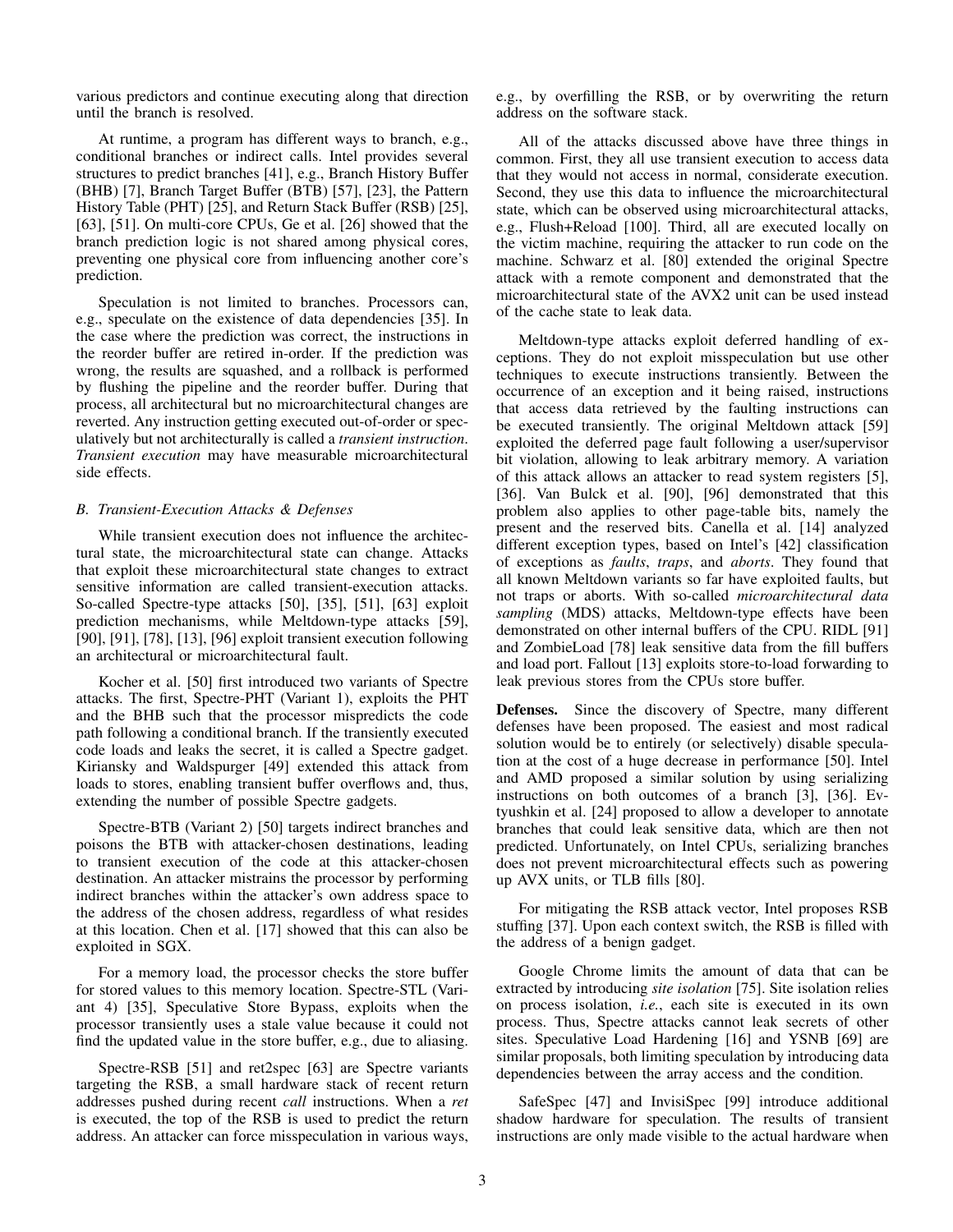various predictors and continue executing along that direction until the branch is resolved.

At runtime, a program has different ways to branch, e.g., conditional branches or indirect calls. Intel provides several structures to predict branches [41], e.g., Branch History Buffer (BHB) [7], Branch Target Buffer (BTB) [57], [23], the Pattern History Table (PHT) [25], and Return Stack Buffer (RSB) [25], [63], [51]. On multi-core CPUs, Ge et al. [26] showed that the branch prediction logic is not shared among physical cores, preventing one physical core from influencing another core's prediction.

Speculation is not limited to branches. Processors can, e.g., speculate on the existence of data dependencies [35]. In the case where the prediction was correct, the instructions in the reorder buffer are retired in-order. If the prediction was wrong, the results are squashed, and a rollback is performed by flushing the pipeline and the reorder buffer. During that process, all architectural but no microarchitectural changes are reverted. Any instruction getting executed out-of-order or speculatively but not architecturally is called a *transient instruction*. *Transient execution* may have measurable microarchitectural side effects.

### B. Transient-Execution Attacks & Defenses

While transient execution does not influence the architectural state, the microarchitectural state can change. Attacks that exploit these microarchitectural state changes to extract sensitive information are called transient-execution attacks. So-called Spectre-type attacks [50], [35], [51], [63] exploit prediction mechanisms, while Meltdown-type attacks [59], [90], [91], [78], [13], [96] exploit transient execution following an architectural or microarchitectural fault.

Kocher et al. [50] first introduced two variants of Spectre attacks. The first, Spectre-PHT (Variant 1), exploits the PHT and the BHB such that the processor mispredicts the code path following a conditional branch. If the transiently executed code loads and leaks the secret, it is called a Spectre gadget. Kiriansky and Waldspurger [49] extended this attack from loads to stores, enabling transient buffer overflows and, thus, extending the number of possible Spectre gadgets.

Spectre-BTB (Variant 2) [50] targets indirect branches and poisons the BTB with attacker-chosen destinations, leading to transient execution of the code at this attacker-chosen destination. An attacker mistrains the processor by performing indirect branches within the attacker's own address space to the address of the chosen address, regardless of what resides at this location. Chen et al. [17] showed that this can also be exploited in SGX.

For a memory load, the processor checks the store buffer for stored values to this memory location. Spectre-STL (Variant 4) [35], Speculative Store Bypass, exploits when the processor transiently uses a stale value because it could not find the updated value in the store buffer, e.g., due to aliasing.

Spectre-RSB [51] and ret2spec [63] are Spectre variants targeting the RSB, a small hardware stack of recent return addresses pushed during recent *call* instructions. When a *ret* is executed, the top of the RSB is used to predict the return address. An attacker can force misspeculation in various ways, e.g., by overfilling the RSB, or by overwriting the return address on the software stack.

All of the attacks discussed above have three things in common. First, they all use transient execution to access data that they would not access in normal, considerate execution. Second, they use this data to influence the microarchitectural state, which can be observed using microarchitectural attacks, e.g., Flush+Reload [100]. Third, all are executed locally on the victim machine, requiring the attacker to run code on the machine. Schwarz et al. [80] extended the original Spectre attack with a remote component and demonstrated that the microarchitectural state of the AVX2 unit can be used instead of the cache state to leak data.

Meltdown-type attacks exploit deferred handling of exceptions. They do not exploit misspeculation but use other techniques to execute instructions transiently. Between the occurrence of an exception and it being raised, instructions that access data retrieved by the faulting instructions can be executed transiently. The original Meltdown attack [59] exploited the deferred page fault following a user/supervisor bit violation, allowing to leak arbitrary memory. A variation of this attack allows an attacker to read system registers [5], [36]. Van Bulck et al. [90], [96] demonstrated that this problem also applies to other page-table bits, namely the present and the reserved bits. Canella et al. [14] analyzed different exception types, based on Intel's [42] classification of exceptions as *faults*, *traps*, and *aborts*. They found that all known Meltdown variants so far have exploited faults, but not traps or aborts. With so-called *microarchitectural data sampling* (MDS) attacks, Meltdown-type effects have been demonstrated on other internal buffers of the CPU. RIDL [91] and ZombieLoad [78] leak sensitive data from the fill buffers and load port. Fallout [13] exploits store-to-load forwarding to leak previous stores from the CPUs store buffer.

**Defenses.** Since the discovery of Spectre, many different defenses have been proposed. The easiest and most radical solution would be to entirely (or selectively) disable speculation at the cost of a huge decrease in performance [50]. Intel and AMD proposed a similar solution by using serializing instructions on both outcomes of a branch [3], [36]. Evtyushkin et al. [24] proposed to allow a developer to annotate branches that could leak sensitive data, which are then not predicted. Unfortunately, on Intel CPUs, serializing branches does not prevent microarchitectural effects such as powering up AVX units, or TLB fills [80].

For mitigating the RSB attack vector, Intel proposes RSB stuffing [37]. Upon each context switch, the RSB is filled with the address of a benign gadget.

Google Chrome limits the amount of data that can be extracted by introducing *site isolation* [75]. Site isolation relies on process isolation, *i.e.*, each site is executed in its own process. Thus, Spectre attacks cannot leak secrets of other sites. Speculative Load Hardening [16] and YSNB [69] are similar proposals, both limiting speculation by introducing data dependencies between the array access and the condition.

SafeSpec [47] and InvisiSpec [99] introduce additional shadow hardware for speculation. The results of transient instructions are only made visible to the actual hardware when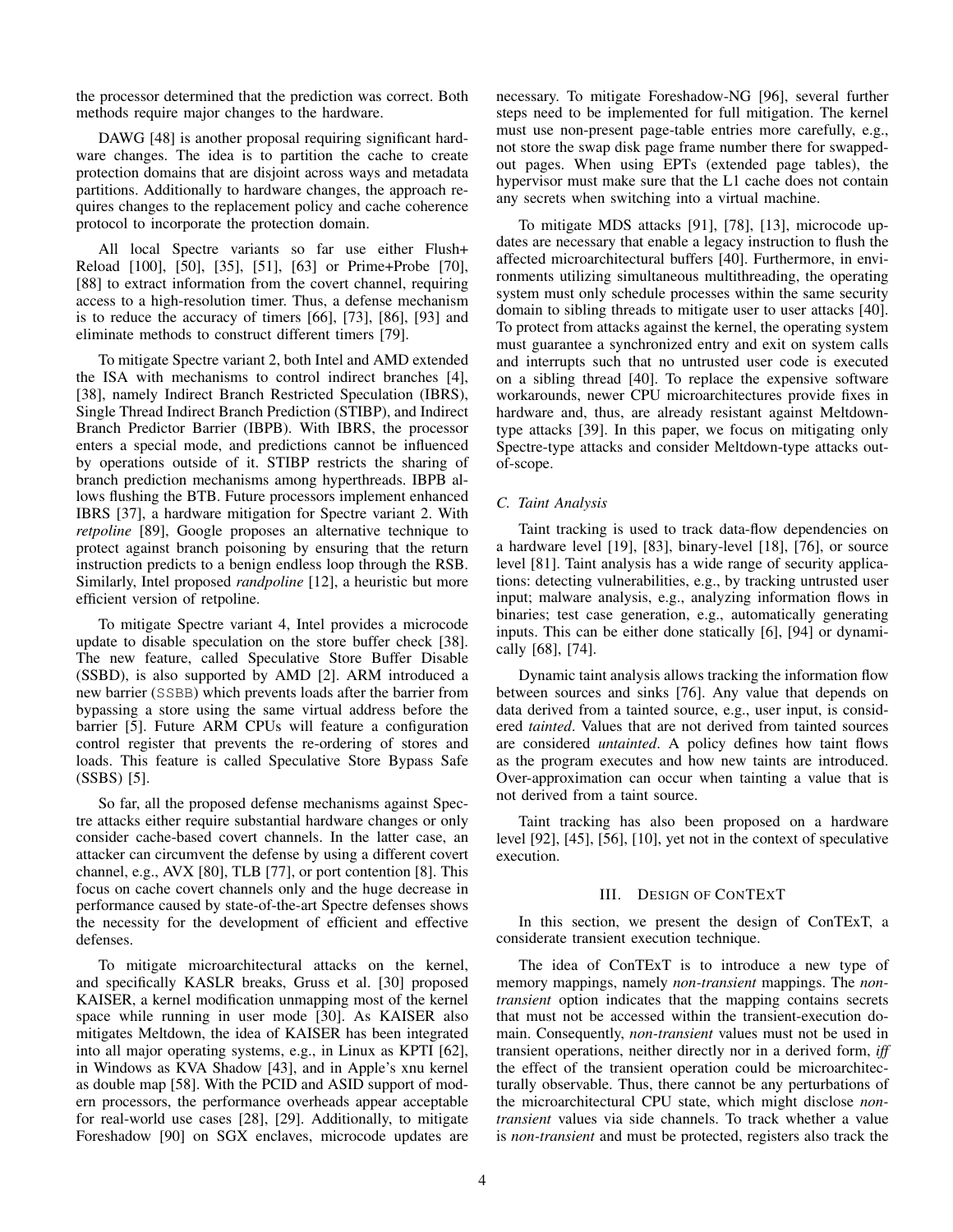the processor determined that the prediction was correct. Both methods require major changes to the hardware.

DAWG [48] is another proposal requiring significant hardware changes. The idea is to partition the cache to create protection domains that are disjoint across ways and metadata partitions. Additionally to hardware changes, the approach requires changes to the replacement policy and cache coherence protocol to incorporate the protection domain.

All local Spectre variants so far use either Flush+Reload [100], [50], [35], [51], [63] or Prime+Probe [70], [88] to extract information from the covert channel, requiring access to a high-resolution timer. Thus, a defense mechanism is to reduce the accuracy of timers [66], [73], [86], [93] and eliminate methods to construct different timers [79].

To mitigate Spectre variant 2, both Intel and AMD extended the ISA with mechanisms to control indirect branches [4], [38], namely Indirect Branch Restricted Speculation (IBRS), Single Thread Indirect Branch Prediction (STIBP), and Indirect Branch Predictor Barrier (IBPB). With IBRS, the processor enters a special mode, and predictions cannot be influenced by operations outside of it. STIBP restricts the sharing of branch prediction mechanisms among hyperthreads. IBPB allows flushing the BTB. Future processors implement enhanced IBRS [37], a hardware mitigation for Spectre variant 2. With *retpoline* [89], Google proposes an alternative technique to protect against branch poisoning by ensuring that the return instruction predicts to a benign endless loop through the RSB. Similarly, Intel proposed *randpoline* [12], a heuristic but more efficient version of retpoline.

To mitigate Spectre variant 4, Intel provides a microcode update to disable speculation on the store buffer check [38]. The new feature, called Speculative Store Buffer Disable (SSBD), is also supported by AMD [2]. ARM introduced a new barrier (`SSBB`) which prevents loads after the barrier from bypassing a store using the same virtual address before the barrier [5]. Future ARM CPUs will feature a configuration control register that prevents the re-ordering of stores and loads. This feature is called Speculative Store Bypass Safe (SSBS) [5].

So far, all the proposed defense mechanisms against Spectre attacks either require substantial hardware changes or only consider cache-based covert channels. In the latter case, an attacker can circumvent the defense by using a different covert channel, e.g., AVX [80], TLB [77], or port contention [8]. This focus on cache covert channels only and the huge decrease in performance caused by state-of-the-art Spectre defenses shows the necessity for the development of efficient and effective defenses.

To mitigate microarchitectural attacks on the kernel, and specifically KASLR breaks, Gruss et al. [30] proposed KAISER, a kernel modification unmapping most of the kernel space while running in user mode [30]. As KAISER also mitigates Meltdown, the idea of KAISER has been integrated into all major operating systems, e.g., in Linux as KPTI [62], in Windows as KVA Shadow [43], and in Apple's xnu kernel as double map [58]. With the PCID and ASID support of modern processors, the performance overheads appear acceptable for real-world use cases [28], [29]. Additionally, to mitigate Foreshadow [90] on SGX enclaves, microcode updates are necessary. To mitigate Foreshadow-NG [96], several further steps need to be implemented for full mitigation. The kernel must use non-present page-table entries more carefully, e.g., not store the swap disk page frame number there for swapped-out pages. When using EPTs (extended page tables), the hypervisor must make sure that the L1 cache does not contain any secrets when switching into a virtual machine.

To mitigate MDS attacks [91], [78], [13], microcode updates are necessary that enable a legacy instruction to flush the affected microarchitectural buffers [40]. Furthermore, in environments utilizing simultaneous multithreading, the operating system must only schedule processes within the same security domain to sibling threads to mitigate user to user attacks [40]. To protect from attacks against the kernel, the operating system must guarantee a synchronized entry and exit on system calls and interrupts such that no untrusted user code is executed on a sibling thread [40]. To replace the expensive software workarounds, newer CPU microarchitectures provide fixes in hardware and, thus, are already resistant against Meltdown-type attacks [39]. In this paper, we focus on mitigating only Spectre-type attacks and consider Meltdown-type attacks out-of-scope.

### C. Taint Analysis

Taint tracking is used to track data-flow dependencies on a hardware level [19], [83], binary-level [18], [76], or source level [81]. Taint analysis has a wide range of security applications: detecting vulnerabilities, e.g., by tracking untrusted user input; malware analysis, e.g., analyzing information flows in binaries; test case generation, e.g., automatically generating inputs. This can be either done statically [6], [94] or dynamically [68], [74].

Dynamic taint analysis allows tracking the information flow between sources and sinks [76]. Any value that depends on data derived from a tainted source, e.g., user input, is considered *tainted*. Values that are not derived from tainted sources are considered *untainted*. A policy defines how taint flows as the program executes and how new taints are introduced. Over-approximation can occur when tainting a value that is not derived from a taint source.

Taint tracking has also been proposed on a hardware level [92], [45], [56], [10], yet not in the context of speculative execution.

## III. Design of ConTExT

In this section, we present the design of ConTExT, a considerate transient execution technique.

The idea of ConTExT is to introduce a new type of memory mappings, namely *non-transient* mappings. The *non-transient* option indicates that the mapping contains secrets that must not be accessed within the transient-execution domain. Consequently, *non-transient* values must not be used in transient operations, neither directly nor in a derived form, *iff* the effect of the transient operation could be microarchitecturally observable. Thus, there cannot be any perturbations of the microarchitectural CPU state, which might disclose *non-transient* values via side channels. To track whether a value is *non-transient* and must be protected, registers also track the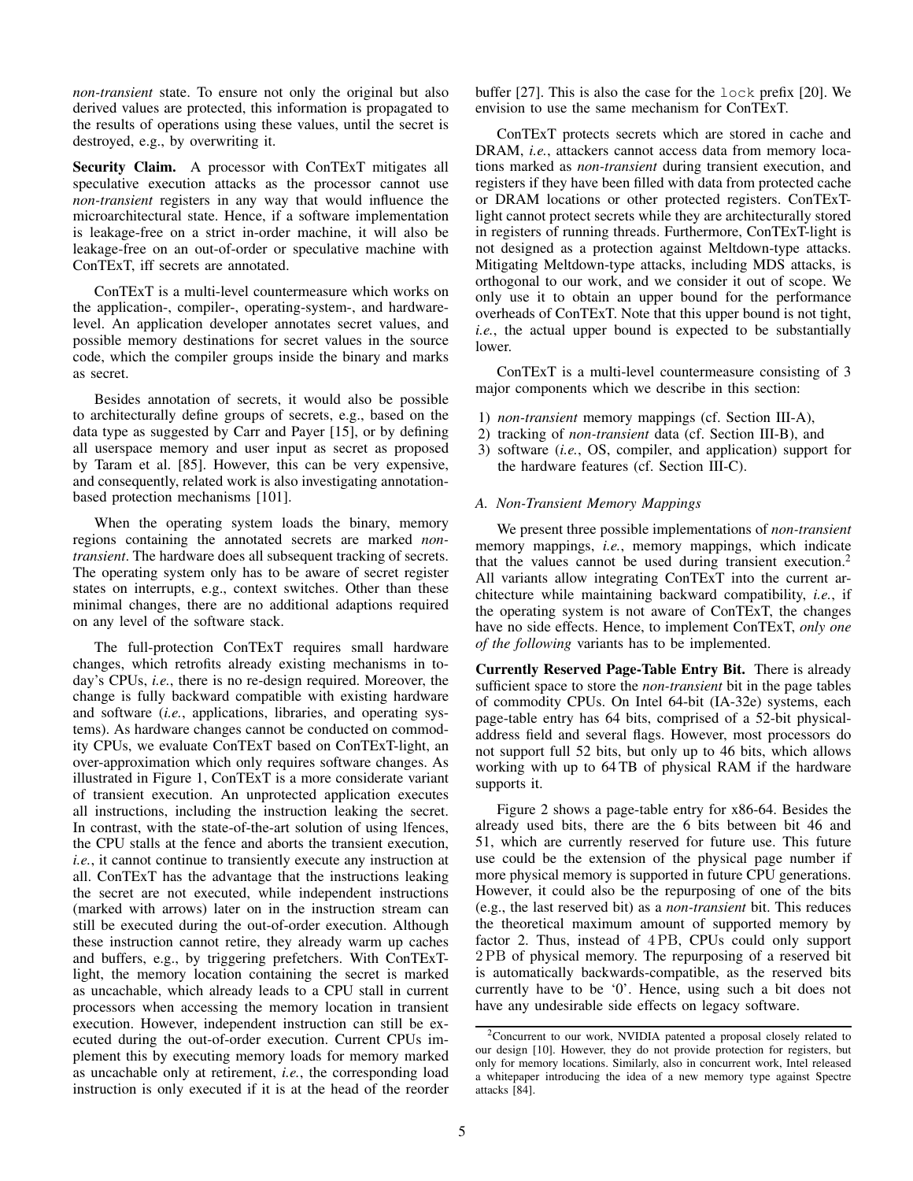*non-transient* state. To ensure not only the original but also derived values are protected, this information is propagated to the results of operations using these values, until the secret is destroyed, e.g., by overwriting it.

**Security Claim.** A processor with ConTExT mitigates all speculative execution attacks as the processor cannot use *non-transient* registers in any way that would influence the microarchitectural state. Hence, if a software implementation is leakage-free on a strict in-order machine, it will also be leakage-free on an out-of-order or speculative machine with ConTExT, iff secrets are annotated.

ConTExT is a multi-level countermeasure which works on the application-, compiler-, operating-system-, and hardware-level. An application developer annotates secret values, and possible memory destinations for secret values in the source code, which the compiler groups inside the binary and marks as secret.

Besides annotation of secrets, it would also be possible to architecturally define groups of secrets, e.g., based on the data type as suggested by Carr and Payer [15], or by defining all userspace memory and user input as secret as proposed by Taram et al. [85]. However, this can be very expensive, and consequently, related work is also investigating annotation-based protection mechanisms [101].

When the operating system loads the binary, memory regions containing the annotated secrets are marked *non-transient*. The hardware does all subsequent tracking of secrets. The operating system only has to be aware of secret register states on interrupts, e.g., context switches. Other than these minimal changes, there are no additional adaptions required on any level of the software stack.

The full-protection ConTExT requires small hardware changes, which retrofits already existing mechanisms in today's CPUs, *i.e.*, there is no re-design required. Moreover, the change is fully backward compatible with existing hardware and software (*i.e.*, applications, libraries, and operating systems). As hardware changes cannot be conducted on commodity CPUs, we evaluate ConTExT based on ConTExT-light, an over-approximation which only requires software changes. As illustrated in Figure 1, ConTExT is a more considerate variant of transient execution. An unprotected application executes all instructions, including the instruction leaking the secret. In contrast, with the state-of-the-art solution of using lfences, the CPU stalls at the fence and aborts the transient execution, *i.e.*, it cannot continue to transiently execute any instruction at all. ConTExT has the advantage that the instructions leaking the secret are not executed, while independent instructions (marked with arrows) later on in the instruction stream can still be executed during the out-of-order execution. Although these instruction cannot retire, they already warm up caches and buffers, e.g., by triggering prefetchers. With ConTExT-light, the memory location containing the secret is marked as uncachable, which already leads to a CPU stall in current processors when accessing the memory location in transient execution. However, independent instruction can still be executed during the out-of-order execution. Current CPUs implement this by executing memory loads for memory marked as uncachable only at retirement, *i.e.*, the corresponding load instruction is only executed if it is at the head of the reorder buffer [27]. This is also the case for the `lock` prefix [20]. We envision to use the same mechanism for ConTExT.

ConTExT protects secrets which are stored in cache and DRAM, *i.e.*, attackers cannot access data from memory locations marked as *non-transient* during transient execution, and registers if they have been filled with data from protected cache or DRAM locations or other protected registers. ConTExT-light cannot protect secrets while they are architecturally stored in registers of running threads. Furthermore, ConTExT-light is not designed as a protection against Meltdown-type attacks. Mitigating Meltdown-type attacks, including MDS attacks, is orthogonal to our work, and we consider it out of scope. We only use it to obtain an upper bound for the performance overheads of ConTExT. Note that this upper bound is not tight, *i.e.*, the actual upper bound is expected to be substantially lower.

ConTExT is a multi-level countermeasure consisting of 3 major components which we describe in this section:

1) *non-transient* memory mappings (cf. Section III-A),
2) tracking of *non-transient* data (cf. Section III-B), and
3) software (*i.e.*, OS, compiler, and application) support for the hardware features (cf. Section III-C).

### A. Non-Transient Memory Mappings

We present three possible implementations of *non-transient* memory mappings, *i.e.*, memory mappings, which indicate that the values cannot be used during transient execution.[2] All variants allow integrating ConTExT into the current architecture while maintaining backward compatibility, *i.e.*, if the operating system is not aware of ConTExT, the changes have no side effects. Hence, to implement ConTExT, *only one of the following* variants has to be implemented.

**Currently Reserved Page-Table Entry Bit.** There is already sufficient space to store the *non-transient* bit in the page tables of commodity CPUs. On Intel 64-bit (IA-32e) systems, each page-table entry has 64 bits, comprised of a 52-bit physical-address field and several flags. However, most processors do not support full 52 bits, but only up to 46 bits, which allows working with up to 64 TB of physical RAM if the hardware supports it.

Figure 2 shows a page-table entry for x86-64. Besides the already used bits, there are the 6 bits between bit 46 and 51, which are currently reserved for future use. This future use could be the extension of the physical page number if more physical memory is supported in future CPU generations. However, it could also be the repurposing of one of the bits (e.g., the last reserved bit) as a *non-transient* bit. This reduces the theoretical maximum amount of supported memory by factor 2. Thus, instead of 4 PB, CPUs could only support 2 PB of physical memory. The repurposing of a reserved bit is automatically backwards-compatible, as the reserved bits currently have to be '0'. Hence, using such a bit does not have any undesirable side effects on legacy software.

[2] Concurrent to our work, NVIDIA patented a proposal closely related to our design [10]. However, they do not provide protection for registers, but only for memory locations. Similarly, also in concurrent work, Intel released a whitepaper introducing the idea of a new memory type against Spectre attacks [84].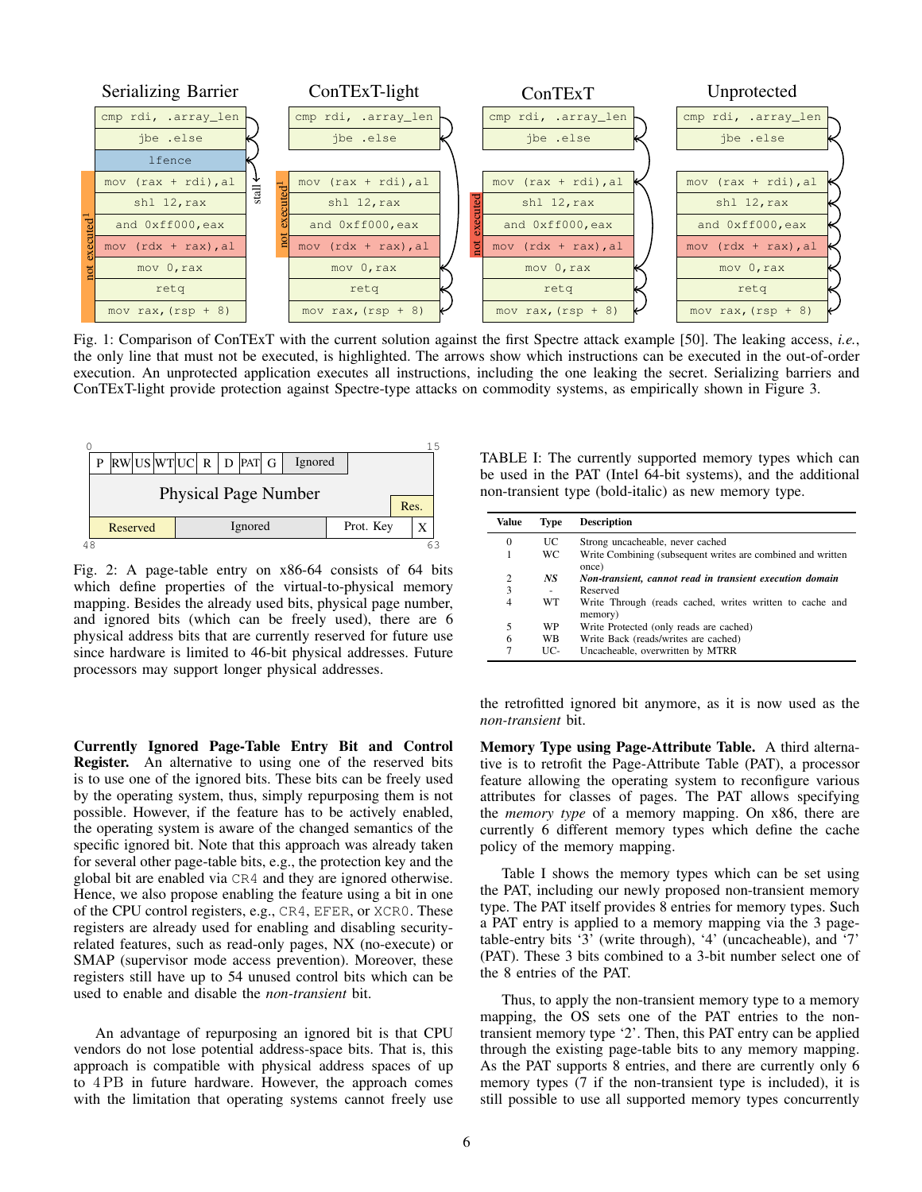Serializing Barrier

```
cmp rdi, .array_len
jbe .else
lfence
mov (rax + rdi),al
shl 12,rax
and 0xff000,eax
mov (rdx + rax),al
mov 0,rax
retq
mov rax,(rsp + 8)
```

stall

not executed[1]

ConTExT-light

```
cmp rdi, .array_len
jbe .else
mov (rax + rdi),al
shl 12,rax
and 0xff000,eax
mov (rdx + rax),al
mov 0,rax
retq
mov rax,(rsp + 8)
```

not executed[1]

ConTExT

```
cmp rdi, .array_len
jbe .else
mov (rax + rdi),al
shl 12,rax
and 0xff000,eax
mov (rdx + rax),al
mov 0,rax
retq
mov rax,(rsp + 8)
```

not executed

Unprotected

```
cmp rdi, .array_len
jbe .else
mov (rax + rdi),al
shl 12,rax
and 0xff000,eax
mov (rdx + rax),al
mov 0,rax
retq
mov rax,(rsp + 8)
```

Fig. 1: Comparison of ConTExT with the current solution against the first Spectre attack example [50]. The leaking access, *i.e.*, the only line that must not be executed, is highlighted. The arrows show which instructions can be executed in the out-of-order execution. An unprotected application executes all instructions, including the one leaking the secret. Serializing barriers and ConTExT-light provide protection against Spectre-type attacks on commodity systems, as empirically shown in Figure 3.

0

15

P RW US WT UC R D PAT G Ignored

Physical Page Number

Res.

Reserved Ignored Prot. Key X

48

63

Fig. 2: A page-table entry on x86-64 consists of 64 bits which define properties of the virtual-to-physical memory mapping. Besides the already used bits, physical page number, and ignored bits (which can be freely used), there are 6 physical address bits that are currently reserved for future use since hardware is limited to 46-bit physical addresses. Future processors may support longer physical addresses.

**Currently Ignored Page-Table Entry Bit and Control Register.** An alternative to using one of the reserved bits is to use one of the ignored bits. These bits can be freely used by the operating system, thus, simply repurposing them is not possible. However, if the feature has to be actively enabled, the operating system is aware of the changed semantics of the specific ignored bit. Note that this approach was already taken for several other page-table bits, e.g., the protection key and the global bit are enabled via CR4 and they are ignored otherwise. Hence, we also propose enabling the feature using a bit in one of the CPU control registers, e.g., CR4, EFER, or XCR0. These registers are already used for enabling and disabling security-related features, such as read-only pages, NX (no-execute) or SMAP (supervisor mode access prevention). Moreover, these registers still have up to 54 unused control bits which can be used to enable and disable the *non-transient* bit.

An advantage of repurposing an ignored bit is that CPU vendors do not lose potential address-space bits. That is, this approach is compatible with physical address spaces of up to 4 PB in future hardware. However, the approach comes with the limitation that operating systems cannot freely use the retrofitted ignored bit anymore, as it is now used as the *non-transient* bit.

TABLE I: The currently supported memory types which can be used in the PAT (Intel 64-bit systems), and the additional non-transient type (bold-italic) as new memory type.

| Value | Type | Description |
|---|---|---|
| 0 | UC | Strong uncacheable, never cached |
| 1 | WC | Write Combining (subsequent writes are combined and written once) |
| 2 | ***NS*** | ***Non-transient, cannot read in transient execution domain*** |
| 3 | - | Reserved |
| 4 | WT | Write Through (reads cached, writes written to cache and memory) |
| 5 | WP | Write Protected (only reads are cached) |
| 6 | WB | Write Back (reads/writes are cached) |
| 7 | UC- | Uncacheable, overwritten by MTRR |

**Memory Type using Page-Attribute Table.** A third alternative is to retrofit the Page-Attribute Table (PAT), a processor feature allowing the operating system to reconfigure various attributes for classes of pages. The PAT allows specifying the *memory type* of a memory mapping. On x86, there are currently 6 different memory types which define the cache policy of the memory mapping.

Table I shows the memory types which can be set using the PAT, including our newly proposed non-transient memory type. The PAT itself provides 8 entries for memory types. Such a PAT entry is applied to a memory mapping via the 3 page-table-entry bits '3' (write through), '4' (uncacheable), and '7' (PAT). These 3 bits combined to a 3-bit number select one of the 8 entries of the PAT.

Thus, to apply the non-transient memory type to a memory mapping, the OS sets one of the PAT entries to the non-transient memory type '2'. Then, this PAT entry can be applied through the existing page-table bits to any memory mapping. As the PAT supports 8 entries, and there are currently only 6 memory types (7 if the non-transient type is included), it is still possible to use all supported memory types concurrently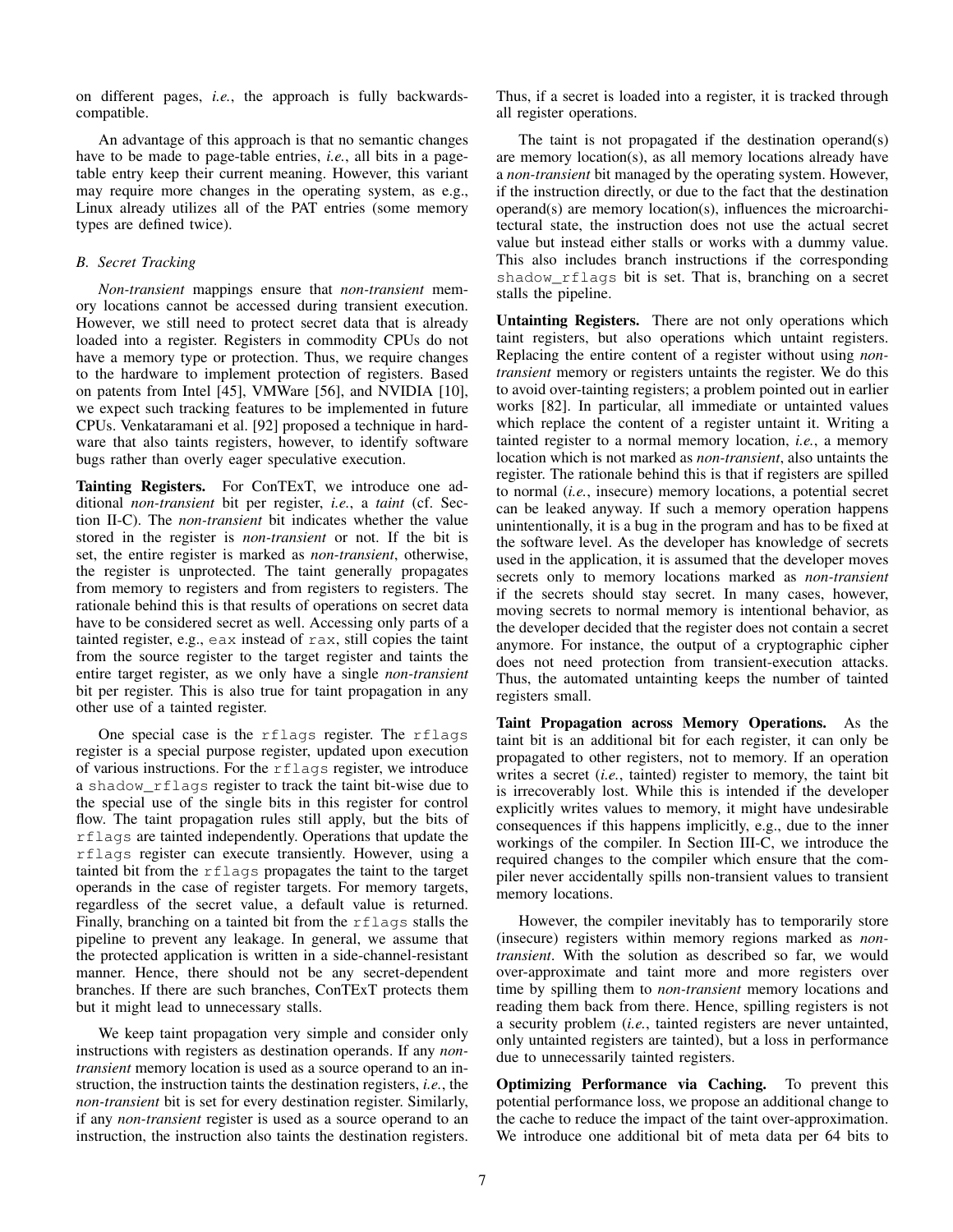on different pages, *i.e.*, the approach is fully backwards-compatible.

An advantage of this approach is that no semantic changes have to be made to page-table entries, *i.e.*, all bits in a page-table entry keep their current meaning. However, this variant may require more changes in the operating system, as e.g., Linux already utilizes all of the PAT entries (some memory types are defined twice).

### *B. Secret Tracking*

*Non-transient* mappings ensure that *non-transient* memory locations cannot be accessed during transient execution. However, we still need to protect secret data that is already loaded into a register. Registers in commodity CPUs do not have a memory type or protection. Thus, we require changes to the hardware to implement protection of registers. Based on patents from Intel [45], VMWare [56], and NVIDIA [10], we expect such tracking features to be implemented in future CPUs. Venkataramani et al. [92] proposed a technique in hardware that also taints registers, however, to identify software bugs rather than overly eager speculative execution.

**Tainting Registers.** For ConTExT, we introduce one additional *non-transient* bit per register, *i.e.*, a *taint* (cf. Section II-C). The *non-transient* bit indicates whether the value stored in the register is *non-transient* or not. If the bit is set, the entire register is marked as *non-transient*, otherwise, the register is unprotected. The taint generally propagates from memory to registers and from registers to registers. The rationale behind this is that results of operations on secret data have to be considered secret as well. Accessing only parts of a tainted register, e.g., `eax` instead of `rax`, still copies the taint from the source register to the target register and taints the entire target register, as we only have a single *non-transient* bit per register. This is also true for taint propagation in any other use of a tainted register.

One special case is the `rflags` register. The `rflags` register is a special purpose register, updated upon execution of various instructions. For the `rflags` register, we introduce a `shadow_rflags` register to track the taint bit-wise due to the special use of the single bits in this register for control flow. The taint propagation rules still apply, but the bits of `rflags` are tainted independently. Operations that update the `rflags` register can execute transiently. However, using a tainted bit from the `rflags` propagates the taint to the target operands in the case of register targets. For memory targets, regardless of the secret value, a default value is returned. Finally, branching on a tainted bit from the `rflags` stalls the pipeline to prevent any leakage. In general, we assume that the protected application is written in a side-channel-resistant manner. Hence, there should not be any secret-dependent branches. If there are such branches, ConTExT protects them but it might lead to unnecessary stalls.

We keep taint propagation very simple and consider only instructions with registers as destination operands. If any *non-transient* memory location is used as a source operand to an instruction, the instruction taints the destination registers, *i.e.*, the *non-transient* bit is set for every destination register. Similarly, if any *non-transient* register is used as a source operand to an instruction, the instruction also taints the destination registers. Thus, if a secret is loaded into a register, it is tracked through all register operations.

The taint is not propagated if the destination operand(s) are memory location(s), as all memory locations already have a *non-transient* bit managed by the operating system. However, if the instruction directly, or due to the fact that the destination operand(s) are memory location(s), influences the microarchitectural state, the instruction does not use the actual secret value but instead either stalls or works with a dummy value. This also includes branch instructions if the corresponding `shadow_rflags` bit is set. That is, branching on a secret stalls the pipeline.

**Untainting Registers.** There are not only operations which taint registers, but also operations which untaint registers. Replacing the entire content of a register without using *non-transient* memory or registers untaints the register. We do this to avoid over-tainting registers; a problem pointed out in earlier works [82]. In particular, all immediate or untainted values which replace the content of a register untaint it. Writing a tainted register to a normal memory location, *i.e.*, a memory location which is not marked as *non-transient*, also untaints the register. The rationale behind this is that if registers are spilled to normal (*i.e.*, insecure) memory locations, a potential secret can be leaked anyway. If such a memory operation happens unintentionally, it is a bug in the program and has to be fixed at the software level. As the developer has knowledge of secrets used in the application, it is assumed that the developer moves secrets only to memory locations marked as *non-transient* if the secrets should stay secret. In many cases, however, moving secrets to normal memory is intentional behavior, as the developer decided that the register does not contain a secret anymore. For instance, the output of a cryptographic cipher does not need protection from transient-execution attacks. Thus, the automated untainting keeps the number of tainted registers small.

**Taint Propagation across Memory Operations.** As the taint bit is an additional bit for each register, it can only be propagated to other registers, not to memory. If an operation writes a secret (*i.e.*, tainted) register to memory, the taint bit is irrecoverably lost. While this is intended if the developer explicitly writes values to memory, it might have undesirable consequences if this happens implicitly, e.g., due to the inner workings of the compiler. In Section III-C, we introduce the required changes to the compiler which ensure that the compiler never accidentally spills non-transient values to transient memory locations.

However, the compiler inevitably has to temporarily store (insecure) registers within memory regions marked as *non-transient*. With the solution as described so far, we would over-approximate and taint more and more registers over time by spilling them to *non-transient* memory locations and reading them back from there. Hence, spilling registers is not a security problem (*i.e.*, tainted registers are never untainted, only untainted registers are tainted), but a loss in performance due to unnecessarily tainted registers.

**Optimizing Performance via Caching.** To prevent this potential performance loss, we propose an additional change to the cache to reduce the impact of the taint over-approximation. We introduce one additional bit of meta data per 64 bits to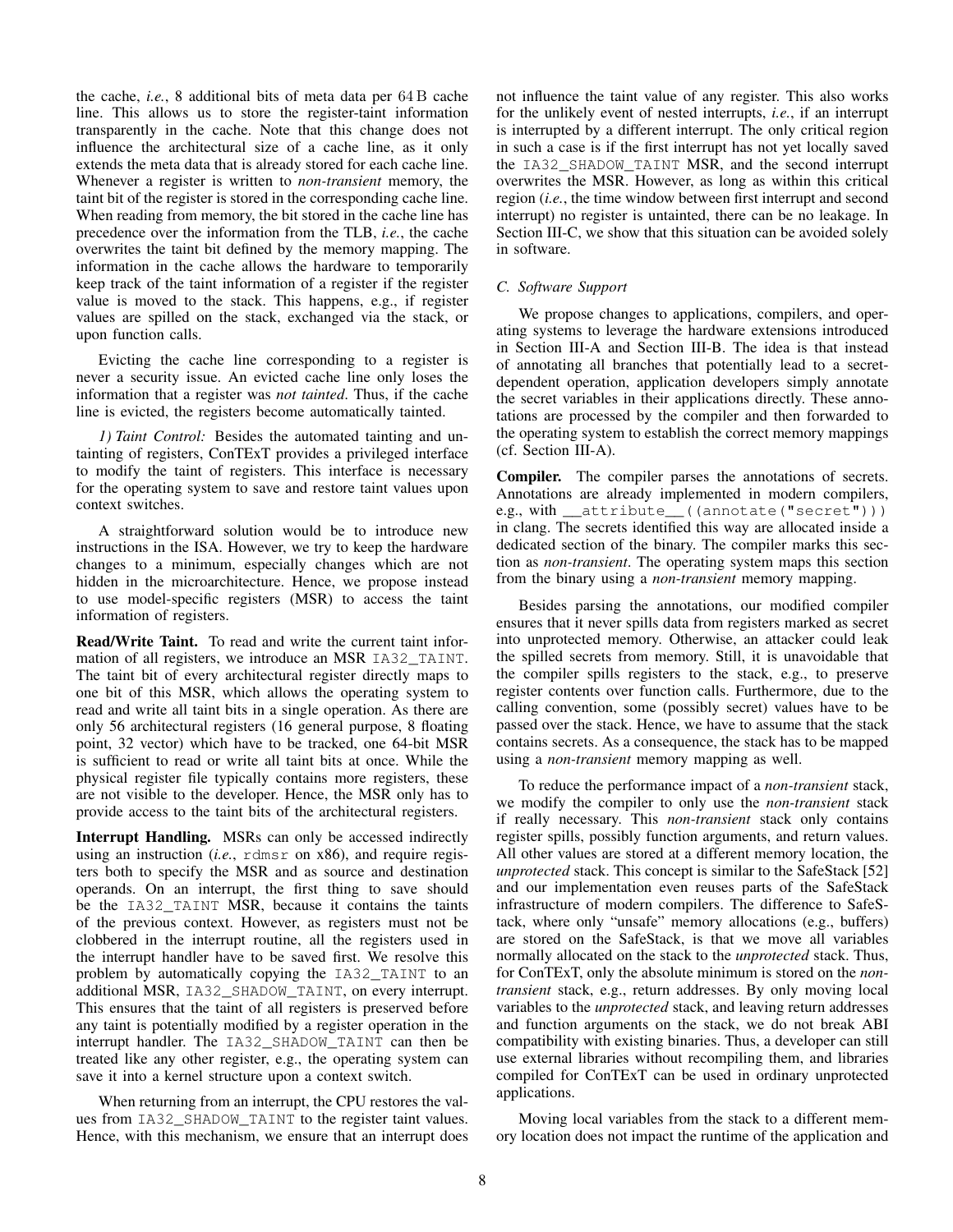the cache, *i.e.*, 8 additional bits of meta data per 64 B cache line. This allows us to store the register-taint information transparently in the cache. Note that this change does not influence the architectural size of a cache line, as it only extends the meta data that is already stored for each cache line. Whenever a register is written to *non-transient* memory, the taint bit of the register is stored in the corresponding cache line. When reading from memory, the bit stored in the cache line has precedence over the information from the TLB, *i.e.*, the cache overwrites the taint bit defined by the memory mapping. The information in the cache allows the hardware to temporarily keep track of the taint information of a register if the register value is moved to the stack. This happens, e.g., if register values are spilled on the stack, exchanged via the stack, or upon function calls.

Evicting the cache line corresponding to a register is never a security issue. An evicted cache line only loses the information that a register was *not tainted*. Thus, if the cache line is evicted, the registers become automatically tainted.

*1) Taint Control:* Besides the automated tainting and untainting of registers, ConTExT provides a privileged interface to modify the taint of registers. This interface is necessary for the operating system to save and restore taint values upon context switches.

A straightforward solution would be to introduce new instructions in the ISA. However, we try to keep the hardware changes to a minimum, especially changes which are not hidden in the microarchitecture. Hence, we propose instead to use model-specific registers (MSR) to access the taint information of registers.

**Read/Write Taint.** To read and write the current taint information of all registers, we introduce an MSR `IA32_TAINT`. The taint bit of every architectural register directly maps to one bit of this MSR, which allows the operating system to read and write all taint bits in a single operation. As there are only 56 architectural registers (16 general purpose, 8 floating point, 32 vector) which have to be tracked, one 64-bit MSR is sufficient to read or write all taint bits at once. While the physical register file typically contains more registers, these are not visible to the developer. Hence, the MSR only has to provide access to the taint bits of the architectural registers.

**Interrupt Handling.** MSRs can only be accessed indirectly using an instruction (*i.e.*, `rdmsr` on x86), and require registers both to specify the MSR and as source and destination operands. On an interrupt, the first thing to save should be the `IA32_TAINT` MSR, because it contains the taints of the previous context. However, as registers must not be clobbered in the interrupt routine, all the registers used in the interrupt handler have to be saved first. We resolve this problem by automatically copying the `IA32_TAINT` to an additional MSR, `IA32_SHADOW_TAINT`, on every interrupt. This ensures that the taint of all registers is preserved before any taint is potentially modified by a register operation in the interrupt handler. The `IA32_SHADOW_TAINT` can then be treated like any other register, e.g., the operating system can save it into a kernel structure upon a context switch.

When returning from an interrupt, the CPU restores the values from `IA32_SHADOW_TAINT` to the register taint values. Hence, with this mechanism, we ensure that an interrupt does not influence the taint value of any register. This also works for the unlikely event of nested interrupts, *i.e.*, if an interrupt is interrupted by a different interrupt. The only critical region in such a case is if the first interrupt has not yet locally saved the `IA32_SHADOW_TAINT` MSR, and the second interrupt overwrites the MSR. However, as long as within this critical region (*i.e.*, the time window between first interrupt and second interrupt) no register is untainted, there can be no leakage. In Section III-C, we show that this situation can be avoided solely in software.

### C. Software Support

We propose changes to applications, compilers, and operating systems to leverage the hardware extensions introduced in Section III-A and Section III-B. The idea is that instead of annotating all branches that potentially lead to a secret-dependent operation, application developers simply annotate the secret variables in their applications directly. These annotations are processed by the compiler and then forwarded to the operating system to establish the correct memory mappings (cf. Section III-A).

**Compiler.** The compiler parses the annotations of secrets. Annotations are already implemented in modern compilers, e.g., with `__attribute__((annotate("secret")))` in clang. The secrets identified this way are allocated inside a dedicated section of the binary. The compiler marks this section as *non-transient*. The operating system maps this section from the binary using a *non-transient* memory mapping.

Besides parsing the annotations, our modified compiler ensures that it never spills data from registers marked as secret into unprotected memory. Otherwise, an attacker could leak the spilled secrets from memory. Still, it is unavoidable that the compiler spills registers to the stack, e.g., to preserve register contents over function calls. Furthermore, due to the calling convention, some (possibly secret) values have to be passed over the stack. Hence, we have to assume that the stack contains secrets. As a consequence, the stack has to be mapped using a *non-transient* memory mapping as well.

To reduce the performance impact of a *non-transient* stack, we modify the compiler to only use the *non-transient* stack if really necessary. This *non-transient* stack only contains register spills, possibly function arguments, and return values. All other values are stored at a different memory location, the *unprotected* stack. This concept is similar to the SafeStack [52] and our implementation even reuses parts of the SafeStack infrastructure of modern compilers. The difference to SafeStack, where only "unsafe" memory allocations (e.g., buffers) are stored on the SafeStack, is that we move all variables normally allocated on the stack to the *unprotected* stack. Thus, for ConTExT, only the absolute minimum is stored on the *non-transient* stack, e.g., return addresses. By only moving local variables to the *unprotected* stack, and leaving return addresses and function arguments on the stack, we do not break ABI compatibility with existing binaries. Thus, a developer can still use external libraries without recompiling them, and libraries compiled for ConTExT can be used in ordinary unprotected applications.

Moving local variables from the stack to a different memory location does not impact the runtime of the application and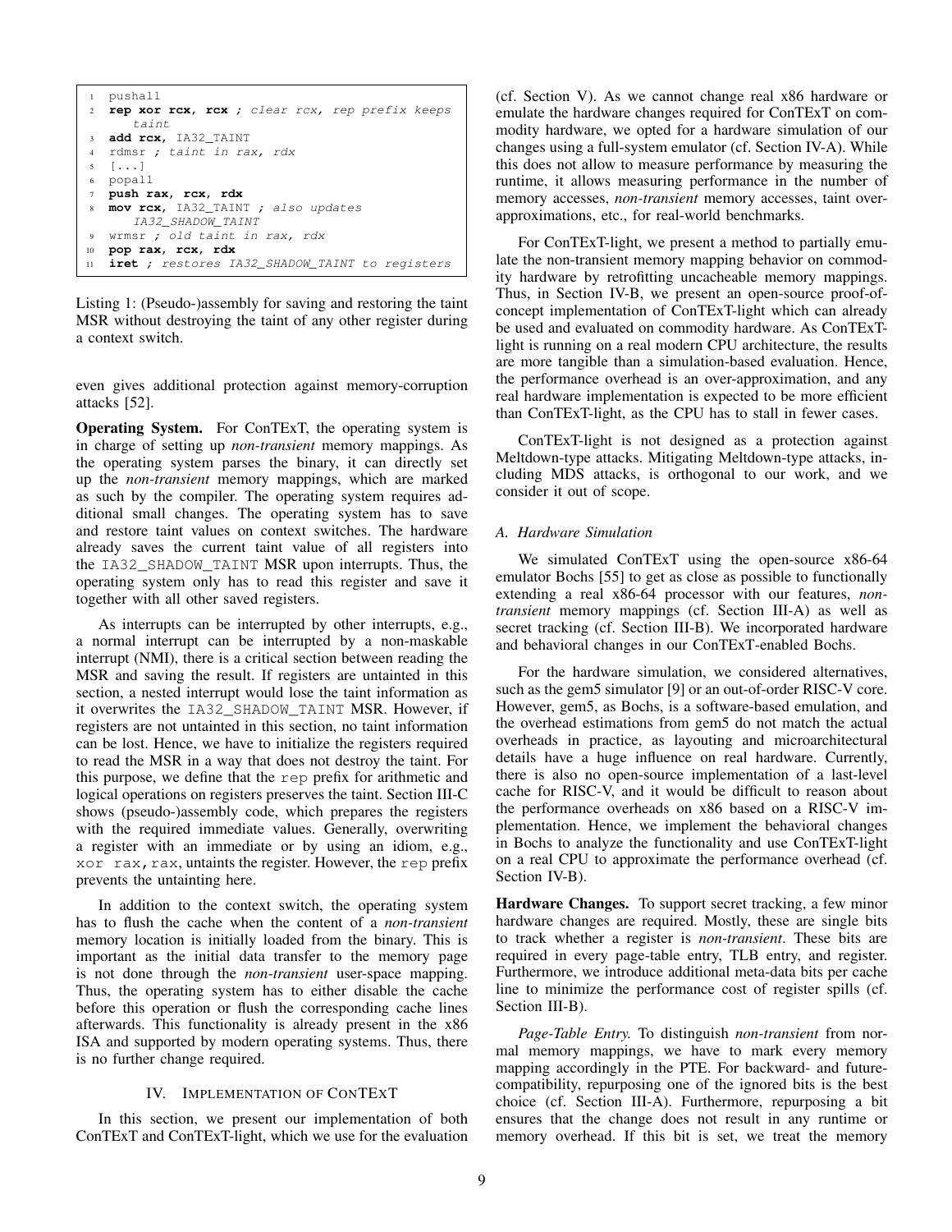```
1  pushall
2  rep xor rcx, rcx ; clear rcx, rep prefix keeps
      taint
3  add rcx, IA32_TAINT
4  rdmsr ; taint in rax, rdx
5  [...]
6  popall
7  push rax, rcx, rdx
8  mov rcx, IA32_TAINT ; also updates
      IA32_SHADOW_TAINT
9  wrmsr ; old taint in rax, rdx
10 pop rax, rcx, rdx
11 iret ; restores IA32_SHADOW_TAINT to registers
```

Listing 1: (Pseudo-)assembly for saving and restoring the taint MSR without destroying the taint of any other register during a context switch.

even gives additional protection against memory-corruption attacks [52].

**Operating System.** For ConTExT, the operating system is in charge of setting up *non-transient* memory mappings. As the operating system parses the binary, it can directly set up the *non-transient* memory mappings, which are marked as such by the compiler. The operating system requires additional small changes. The operating system has to save and restore taint values on context switches. The hardware already saves the current taint value of all registers into the `IA32_SHADOW_TAINT` MSR upon interrupts. Thus, the operating system only has to read this register and save it together with all other saved registers.

As interrupts can be interrupted by other interrupts, e.g., a normal interrupt can be interrupted by a non-maskable interrupt (NMI), there is a critical section between reading the MSR and saving the result. If registers are untainted in this section, a nested interrupt would lose the taint information as it overwrites the `IA32_SHADOW_TAINT` MSR. However, if registers are not untainted in this section, no taint information can be lost. Hence, we have to initialize the registers required to read the MSR in a way that does not destroy the taint. For this purpose, we define that the `rep` prefix for arithmetic and logical operations on registers preserves the taint. Section III-C shows (pseudo-)assembly code, which prepares the registers with the required immediate values. Generally, overwriting a register with an immediate or by using an idiom, e.g., `xor rax,rax`, untaints the register. However, the `rep` prefix prevents the untainting here.

In addition to the context switch, the operating system has to flush the cache when the content of a *non-transient* memory location is initially loaded from the binary. This is important as the initial data transfer to the memory page is not done through the *non-transient* user-space mapping. Thus, the operating system has to either disable the cache before this operation or flush the corresponding cache lines afterwards. This functionality is already present in the x86 ISA and supported by modern operating systems. Thus, there is no further change required.

## IV. Implementation of ConTExT

In this section, we present our implementation of both ConTExT and ConTExT-light, which we use for the evaluation (cf. Section V). As we cannot change real x86 hardware or emulate the hardware changes required for ConTExT on commodity hardware, we opted for a hardware simulation of our changes using a full-system emulator (cf. Section IV-A). While this does not allow to measure performance by measuring the runtime, it allows measuring performance in the number of memory accesses, *non-transient* memory accesses, taint over-approximations, etc., for real-world benchmarks.

For ConTExT-light, we present a method to partially emulate the non-transient memory mapping behavior on commodity hardware by retrofitting uncacheable memory mappings. Thus, in Section IV-B, we present an open-source proof-of-concept implementation of ConTExT-light which can already be used and evaluated on commodity hardware. As ConTExT-light is running on a real modern CPU architecture, the results are more tangible than a simulation-based evaluation. Hence, the performance overhead is an over-approximation, and any real hardware implementation is expected to be more efficient than ConTExT-light, as the CPU has to stall in fewer cases.

ConTExT-light is not designed as a protection against Meltdown-type attacks. Mitigating Meltdown-type attacks, including MDS attacks, is orthogonal to our work, and we consider it out of scope.

### A. Hardware Simulation

We simulated ConTExT using the open-source x86-64 emulator Bochs [55] to get as close as possible to functionally extending a real x86-64 processor with our features, *non-transient* memory mappings (cf. Section III-A) as well as secret tracking (cf. Section III-B). We incorporated hardware and behavioral changes in our ConTExT-enabled Bochs.

For the hardware simulation, we considered alternatives, such as the gem5 simulator [9] or an out-of-order RISC-V core. However, gem5, as Bochs, is a software-based emulation, and the overhead estimations from gem5 do not match the actual overheads in practice, as layouting and microarchitectural details have a huge influence on real hardware. Currently, there is also no open-source implementation of a last-level cache for RISC-V, and it would be difficult to reason about the performance overheads on x86 based on a RISC-V implementation. Hence, we implement the behavioral changes in Bochs to analyze the functionality and use ConTExT-light on a real CPU to approximate the performance overhead (cf. Section IV-B).

**Hardware Changes.** To support secret tracking, a few minor hardware changes are required. Mostly, these are single bits to track whether a register is *non-transient*. These bits are required in every page-table entry, TLB entry, and register. Furthermore, we introduce additional meta-data bits per cache line to minimize the performance cost of register spills (cf. Section III-B).

*Page-Table Entry.* To distinguish *non-transient* from normal memory mappings, we have to mark every memory mapping accordingly in the PTE. For backward- and future-compatibility, repurposing one of the ignored bits is the best choice (cf. Section III-A). Furthermore, repurposing a bit ensures that the change does not result in any runtime or memory overhead. If this bit is set, we treat the memory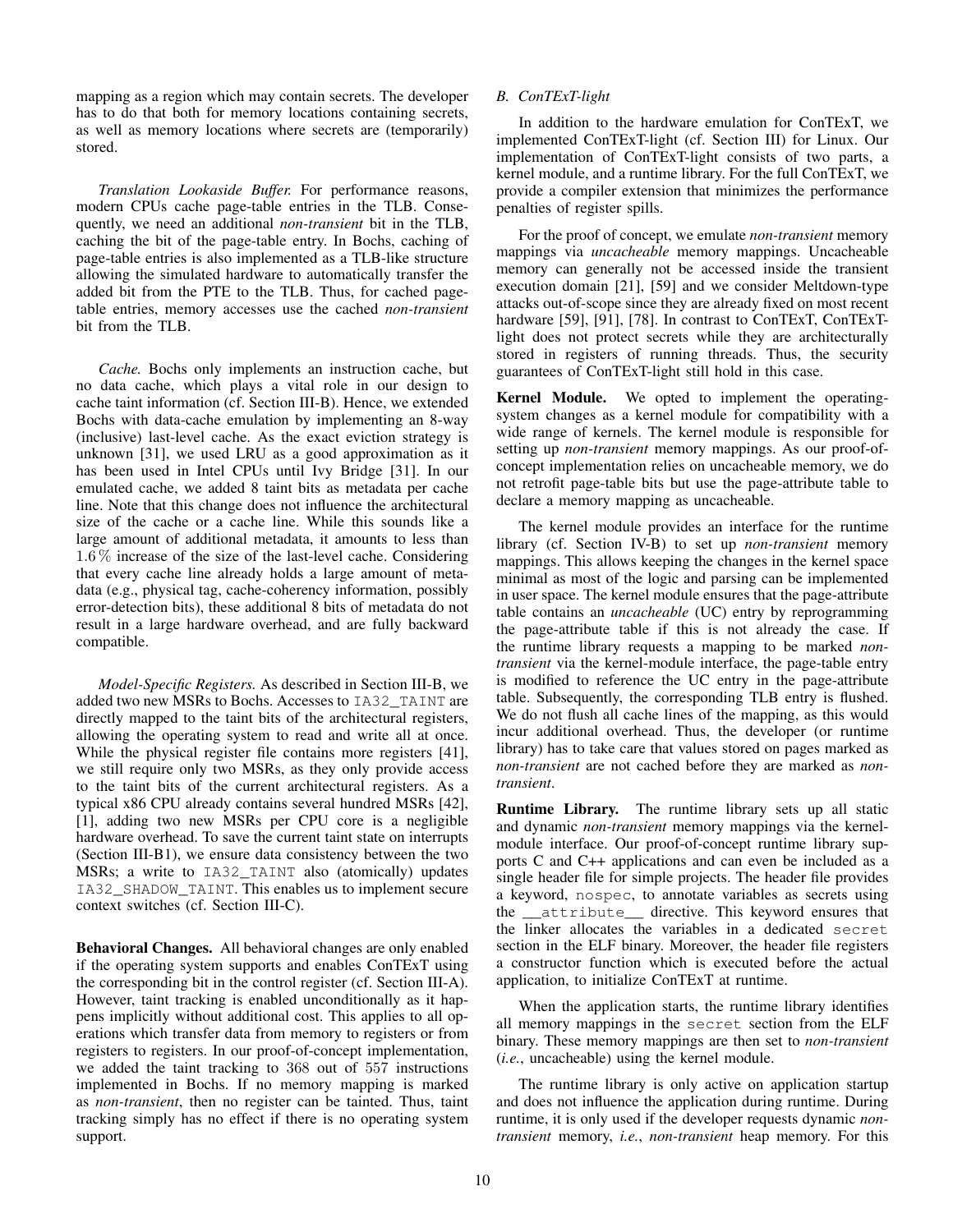mapping as a region which may contain secrets. The developer has to do that both for memory locations containing secrets, as well as memory locations where secrets are (temporarily) stored.

*Translation Lookaside Buffer.* For performance reasons, modern CPUs cache page-table entries in the TLB. Consequently, we need an additional *non-transient* bit in the TLB, caching the bit of the page-table entry. In Bochs, caching of page-table entries is also implemented as a TLB-like structure allowing the simulated hardware to automatically transfer the added bit from the PTE to the TLB. Thus, for cached page-table entries, memory accesses use the cached *non-transient* bit from the TLB.

*Cache.* Bochs only implements an instruction cache, but no data cache, which plays a vital role in our design to cache taint information (cf. Section III-B). Hence, we extended Bochs with data-cache emulation by implementing an 8-way (inclusive) last-level cache. As the exact eviction strategy is unknown [31], we used LRU as a good approximation as it has been used in Intel CPUs until Ivy Bridge [31]. In our emulated cache, we added 8 taint bits as metadata per cache line. Note that this change does not influence the architectural size of the cache or a cache line. While this sounds like a large amount of additional metadata, it amounts to less than $1.6\,\%$ increase of the size of the last-level cache. Considering that every cache line already holds a large amount of metadata (e.g., physical tag, cache-coherency information, possibly error-detection bits), these additional 8 bits of metadata do not result in a large hardware overhead, and are fully backward compatible.

*Model-Specific Registers.* As described in Section III-B, we added two new MSRs to Bochs. Accesses to `IA32_TAINT` are directly mapped to the taint bits of the architectural registers, allowing the operating system to read and write all at once. While the physical register file contains more registers [41], we still require only two MSRs, as they only provide access to the taint bits of the current architectural registers. As a typical x86 CPU already contains several hundred MSRs [42], [1], adding two new MSRs per CPU core is a negligible hardware overhead. To save the current taint state on interrupts (Section III-B1), we ensure data consistency between the two MSRs; a write to `IA32_TAINT` also (atomically) updates `IA32_SHADOW_TAINT`. This enables us to implement secure context switches (cf. Section III-C).

**Behavioral Changes.** All behavioral changes are only enabled if the operating system supports and enables ConTExT using the corresponding bit in the control register (cf. Section III-A). However, taint tracking is enabled unconditionally as it happens implicitly without additional cost. This applies to all operations which transfer data from memory to registers or from registers to registers. In our proof-of-concept implementation, we added the taint tracking to 368 out of 557 instructions implemented in Bochs. If no memory mapping is marked as *non-transient*, then no register can be tainted. Thus, taint tracking simply has no effect if there is no operating system support.

### *B. ConTExT-light*

In addition to the hardware emulation for ConTExT, we implemented ConTExT-light (cf. Section III) for Linux. Our implementation of ConTExT-light consists of two parts, a kernel module, and a runtime library. For the full ConTExT, we provide a compiler extension that minimizes the performance penalties of register spills.

For the proof of concept, we emulate *non-transient* memory mappings via *uncacheable* memory mappings. Uncacheable memory can generally not be accessed inside the transient execution domain [21], [59] and we consider Meltdown-type attacks out-of-scope since they are already fixed on most recent hardware [59], [91], [78]. In contrast to ConTExT, ConTExT-light does not protect secrets while they are architecturally stored in registers of running threads. Thus, the security guarantees of ConTExT-light still hold in this case.

**Kernel Module.** We opted to implement the operating-system changes as a kernel module for compatibility with a wide range of kernels. The kernel module is responsible for setting up *non-transient* memory mappings. As our proof-of-concept implementation relies on uncacheable memory, we do not retrofit page-table bits but use the page-attribute table to declare a memory mapping as uncacheable.

The kernel module provides an interface for the runtime library (cf. Section IV-B) to set up *non-transient* memory mappings. This allows keeping the changes in the kernel space minimal as most of the logic and parsing can be implemented in user space. The kernel module ensures that the page-attribute table contains an *uncacheable* (UC) entry by reprogramming the page-attribute table if this is not already the case. If the runtime library requests a mapping to be marked *non-transient* via the kernel-module interface, the page-table entry is modified to reference the UC entry in the page-attribute table. Subsequently, the corresponding TLB entry is flushed. We do not flush all cache lines of the mapping, as this would incur additional overhead. Thus, the developer (or runtime library) has to take care that values stored on pages marked as *non-transient* are not cached before they are marked as *non-transient*.

**Runtime Library.** The runtime library sets up all static and dynamic *non-transient* memory mappings via the kernel-module interface. Our proof-of-concept runtime library supports C and C++ applications and can even be included as a single header file for simple projects. The header file provides a keyword, `nospec`, to annotate variables as secrets using the `__attribute__` directive. This keyword ensures that the linker allocates the variables in a dedicated `secret` section in the ELF binary. Moreover, the header file registers a constructor function which is executed before the actual application, to initialize ConTExT at runtime.

When the application starts, the runtime library identifies all memory mappings in the `secret` section from the ELF binary. These memory mappings are then set to *non-transient* (*i.e.*, uncacheable) using the kernel module.

The runtime library is only active on application startup and does not influence the application during runtime. During runtime, it is only used if the developer requests dynamic *non-transient* memory, *i.e.*, *non-transient* heap memory. For this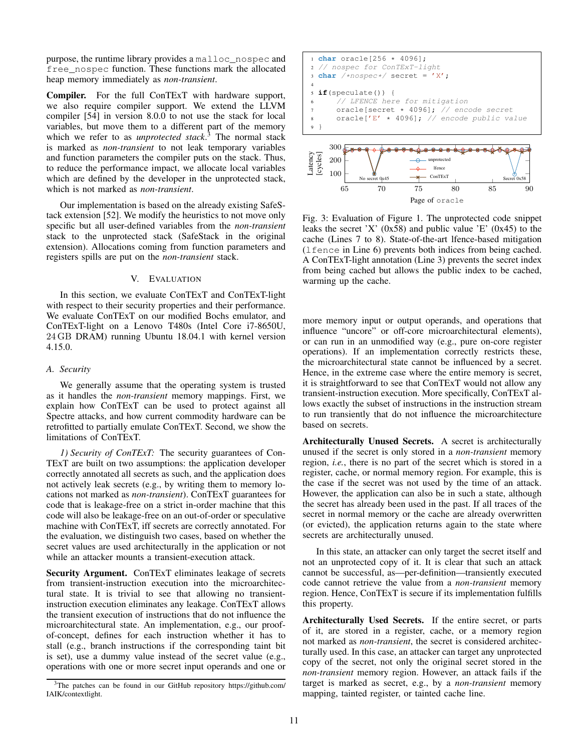purpose, the runtime library provides a `malloc_nospec` and `free_nospec` function. These functions mark the allocated heap memory immediately as *non-transient*.

**Compiler.** For the full ConTExT with hardware support, we also require compiler support. We extend the LLVM compiler [54] in version 8.0.0 to not use the stack for local variables, but move them to a different part of the memory which we refer to as *unprotected stack*.[3] The normal stack is marked as *non-transient* to not leak temporary variables and function parameters the compiler puts on the stack. Thus, to reduce the performance impact, we allocate local variables which are defined by the developer in the unprotected stack, which is not marked as *non-transient*.

Our implementation is based on the already existing SafeStack extension [52]. We modify the heuristics to not move only specific but all user-defined variables from the *non-transient* stack to the unprotected stack (SafeStack in the original extension). Allocations coming from function parameters and registers spills are put on the *non-transient* stack.

## V. Evaluation

In this section, we evaluate ConTExT and ConTExT-light with respect to their security properties and their performance. We evaluate ConTExT on our modified Bochs emulator, and ConTExT-light on a Lenovo T480s (Intel Core i7-8650U, 24 GB DRAM) running Ubuntu 18.04.1 with kernel version 4.15.0.

### A. Security

We generally assume that the operating system is trusted as it handles the *non-transient* memory mappings. First, we explain how ConTExT can be used to protect against all Spectre attacks, and how current commodity hardware can be retrofitted to partially emulate ConTExT. Second, we show the limitations of ConTExT.

*1) Security of ConTExT:* The security guarantees of ConTExT are built on two assumptions: the application developer correctly annotated all secrets as such, and the application does not actively leak secrets (e.g., by writing them to memory locations not marked as *non-transient*). ConTExT guarantees for code that is leakage-free on a strict in-order machine that this code will also be leakage-free on an out-of-order or speculative machine with ConTExT, iff secrets are correctly annotated. For the evaluation, we distinguish two cases, based on whether the secret values are used architecturally in the application or not while an attacker mounts a transient-execution attack.

**Security Argument.** ConTExT eliminates leakage of secrets from transient-instruction execution into the microarchitectural state. It is trivial to see that allowing no transient-instruction execution eliminates any leakage. ConTExT allows the transient execution of instructions that do not influence the microarchitectural state. An implementation, e.g., our proof-of-concept, defines for each instruction whether it has to stall (e.g., branch instructions if the corresponding taint bit is set), use a dummy value instead of the secret value (e.g., operations with one or more secret input operands and one or more memory input or output operands, and operations that influence "uncore" or off-core microarchitectural elements), or can run in an unmodified way (e.g., pure on-core register operations). If an implementation correctly restricts these, the microarchitectural state cannot be influenced by a secret. Hence, in the extreme case where the entire memory is secret, it is straightforward to see that ConTExT would not allow any transient-instruction execution. More specifically, ConTExT allows exactly the subset of instructions in the instruction stream to run transiently that do not influence the microarchitecture based on secrets.

[3] The patches can be found in our GitHub repository https://github.com/IAIK/contextlight.

```
1 char oracle[256 * 4096];
2 // nospec for ConTExT-light
3 char /*nospec*/ secret = 'X';
4
5 if(speculate()) {
6     // LFENCE here for mitigation
7     oracle[secret * 4096]; // encode secret
8     oracle['E' * 4096]; // encode public value
9 }
```

Latency [cycles]
300
200
100
65 70 75 80 85 90
Page of oracle
unprotected
lfence
ConTExT
No secret 0x45
Secret 0x58

Fig. 3: Evaluation of Figure 1. The unprotected code snippet leaks the secret 'X' (0x58) and public value 'E' (0x45) to the cache (Lines 7 to 8). State-of-the-art lfence-based mitigation (`lfence` in Line 6) prevents both indices from being cached. A ConTExT-light annotation (Line 3) prevents the secret index from being cached but allows the public index to be cached, warming up the cache.

**Architecturally Unused Secrets.** A secret is architecturally unused if the secret is only stored in a *non-transient* memory region, *i.e.*, there is no part of the secret which is stored in a register, cache, or normal memory region. For example, this is the case if the secret was not used by the time of an attack. However, the application can also be in such a state, although the secret has already been used in the past. If all traces of the secret in normal memory or the cache are already overwritten (or evicted), the application returns again to the state where secrets are architecturally unused.

In this state, an attacker can only target the secret itself and not an unprotected copy of it. It is clear that such an attack cannot be successful, as—per-definition—transiently executed code cannot retrieve the value from a *non-transient* memory region. Hence, ConTExT is secure if its implementation fulfills this property.

**Architecturally Used Secrets.** If the entire secret, or parts of it, are stored in a register, cache, or a memory region not marked as *non-transient*, the secret is considered architecturally used. In this case, an attacker can target any unprotected copy of the secret, not only the original secret stored in the *non-transient* memory region. However, an attack fails if the target is marked as secret, e.g., by a *non-transient* memory mapping, tainted register, or tainted cache line.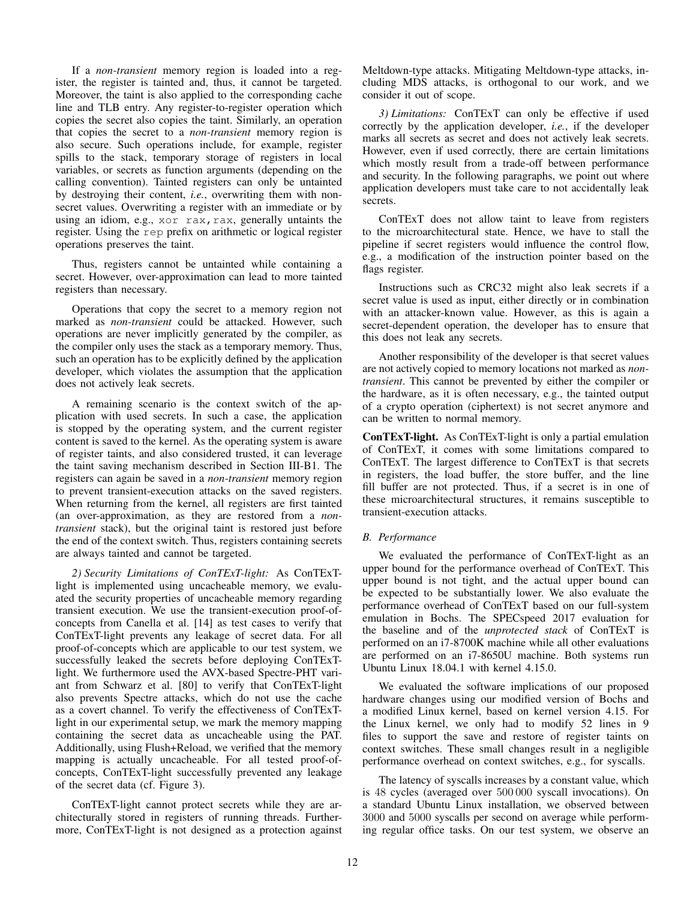If a *non-transient* memory region is loaded into a register, the register is tainted and, thus, it cannot be targeted. Moreover, the taint is also applied to the corresponding cache line and TLB entry. Any register-to-register operation which copies the secret also copies the taint. Similarly, an operation that copies the secret to a *non-transient* memory region is also secure. Such operations include, for example, register spills to the stack, temporary storage of registers in local variables, or secrets as function arguments (depending on the calling convention). Tainted registers can only be untainted by destroying their content, *i.e.*, overwriting them with non-secret values. Overwriting a register with an immediate or by using an idiom, e.g., `xor rax,rax`, generally untaints the register. Using the `rep` prefix on arithmetic or logical register operations preserves the taint.

Thus, registers cannot be untainted while containing a secret. However, over-approximation can lead to more tainted registers than necessary.

Operations that copy the secret to a memory region not marked as *non-transient* could be attacked. However, such operations are never implicitly generated by the compiler, as the compiler only uses the stack as a temporary memory. Thus, such an operation has to be explicitly defined by the application developer, which violates the assumption that the application does not actively leak secrets.

A remaining scenario is the context switch of the application with used secrets. In such a case, the application is stopped by the operating system, and the current register content is saved to the kernel. As the operating system is aware of register taints, and also considered trusted, it can leverage the taint saving mechanism described in Section III-B1. The registers can again be saved in a *non-transient* memory region to prevent transient-execution attacks on the saved registers. When returning from the kernel, all registers are first tainted (an over-approximation, as they are restored from a *non-transient* stack), but the original taint is restored just before the end of the context switch. Thus, registers containing secrets are always tainted and cannot be targeted.

*2) Security Limitations of ConTExT-light:* As ConTExT-light is implemented using uncacheable memory, we evaluated the security properties of uncacheable memory regarding transient execution. We use the transient-execution proof-of-concepts from Canella et al. [14] as test cases to verify that ConTExT-light prevents any leakage of secret data. For all proof-of-concepts which are applicable to our test system, we successfully leaked the secrets before deploying ConTExT-light. We furthermore used the AVX-based Spectre-PHT variant from Schwarz et al. [80] to verify that ConTExT-light also prevents Spectre attacks, which do not use the cache as a covert channel. To verify the effectiveness of ConTExT-light in our experimental setup, we mark the memory mapping containing the secret data as uncacheable using the PAT. Additionally, using Flush+Reload, we verified that the memory mapping is actually uncacheable. For all tested proof-of-concepts, ConTExT-light successfully prevented any leakage of the secret data (cf. Figure 3).

ConTExT-light cannot protect secrets while they are architecturally stored in registers of running threads. Furthermore, ConTExT-light is not designed as a protection against Meltdown-type attacks. Mitigating Meltdown-type attacks, including MDS attacks, is orthogonal to our work, and we consider it out of scope.

*3) Limitations:* ConTExT can only be effective if used correctly by the application developer, *i.e.*, if the developer marks all secrets as secret and does not actively leak secrets. However, even if used correctly, there are certain limitations which mostly result from a trade-off between performance and security. In the following paragraphs, we point out where application developers must take care to not accidentally leak secrets.

ConTExT does not allow taint to leave from registers to the microarchitectural state. Hence, we have to stall the pipeline if secret registers would influence the control flow, e.g., a modification of the instruction pointer based on the flags register.

Instructions such as CRC32 might also leak secrets if a secret value is used as input, either directly or in combination with an attacker-known value. However, as this is again a secret-dependent operation, the developer has to ensure that this does not leak any secrets.

Another responsibility of the developer is that secret values are not actively copied to memory locations not marked as *non-transient*. This cannot be prevented by either the compiler or the hardware, as it is often necessary, e.g., the tainted output of a crypto operation (ciphertext) is not secret anymore and can be written to normal memory.

**ConTExT-light.** As ConTExT-light is only a partial emulation of ConTExT, it comes with some limitations compared to ConTExT. The largest difference to ConTExT is that secrets in registers, the load buffer, the store buffer, and the line fill buffer are not protected. Thus, if a secret is in one of these microarchitectural structures, it remains susceptible to transient-execution attacks.

### B. Performance

We evaluated the performance of ConTExT-light as an upper bound for the performance overhead of ConTExT. This upper bound is not tight, and the actual upper bound can be expected to be substantially lower. We also evaluate the performance overhead of ConTExT based on our full-system emulation in Bochs. The SPECspeed 2017 evaluation for the baseline and of the *unprotected stack* of ConTExT is performed on an i7-8700K machine while all other evaluations are performed on an i7-8650U machine. Both systems run Ubuntu Linux 18.04.1 with kernel 4.15.0.

We evaluated the software implications of our proposed hardware changes using our modified version of Bochs and a modified Linux kernel, based on kernel version 4.15. For the Linux kernel, we only had to modify 52 lines in 9 files to support the save and restore of register taints on context switches. These small changes result in a negligible performance overhead on context switches, e.g., for syscalls.

The latency of syscalls increases by a constant value, which is 48 cycles (averaged over 500 000 syscall invocations). On a standard Ubuntu Linux installation, we observed between 3000 and 5000 syscalls per second on average while performing regular office tasks. On our test system, we observe an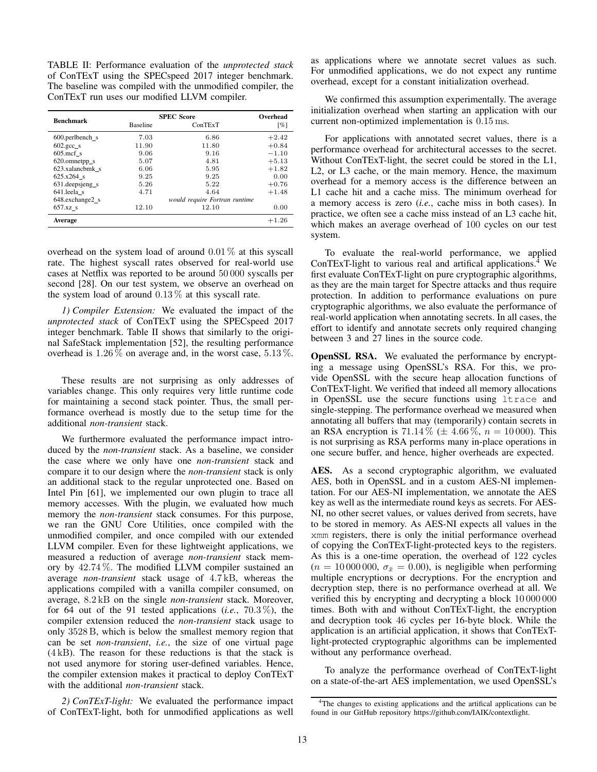TABLE II: Performance evaluation of the *unprotected stack* of ConTExT using the SPECspeed 2017 integer benchmark. The baseline was compiled with the unmodified compiler, the ConTExT run uses our modified LLVM compiler.

| Benchmark | SPEC Score | | Overhead |
|---|---|---|---|
| | Baseline | ConTExT | [%] |
| 600.perlbench_s | 7.03 | 6.86 | +2.42 |
| 602.gcc_s | 11.90 | 11.80 | +0.84 |
| 605.mcf_s | 9.06 | 9.16 | −1.10 |
| 620.omnetpp_s | 5.07 | 4.81 | +5.13 |
| 623.xalancbmk_s | 6.06 | 5.95 | +1.82 |
| 625.x264_s | 9.25 | 9.25 | 0.00 |
| 631.deepsjeng_s | 5.26 | 5.22 | +0.76 |
| 641.leela_s | 4.71 | 4.64 | +1.48 |
| 648.exchange2_s | *would require Fortran runtime* | | |
| 657.xz_s | 12.10 | 12.10 | 0.00 |
| **Average** | | | +1.26 |

overhead on the system load of around 0.01 % at this syscall rate. The highest syscall rates observed for real-world use cases at Netflix was reported to be around 50 000 syscalls per second [28]. On our test system, we observe an overhead on the system load of around 0.13 % at this syscall rate.

*1) Compiler Extension:* We evaluated the impact of the *unprotected stack* of ConTExT using the SPECspeed 2017 integer benchmark. Table II shows that similarly to the original SafeStack implementation [52], the resulting performance overhead is 1.26 % on average and, in the worst case, 5.13 %.

These results are not surprising as only addresses of variables change. This only requires very little runtime code for maintaining a second stack pointer. Thus, the small performance overhead is mostly due to the setup time for the additional *non-transient* stack.

We furthermore evaluated the performance impact introduced by the *non-transient* stack. As a baseline, we consider the case where we only have one *non-transient* stack and compare it to our design where the *non-transient* stack is only an additional stack to the regular unprotected one. Based on Intel Pin [61], we implemented our own plugin to trace all memory accesses. With the plugin, we evaluated how much memory the *non-transient* stack consumes. For this purpose, we ran the GNU Core Utilities, once compiled with the unmodified compiler, and once compiled with our extended LLVM compiler. Even for these lightweight applications, we measured a reduction of average *non-transient* stack memory by 42.74 %. The modified LLVM compiler sustained an average *non-transient* stack usage of 4.7 kB, whereas the applications compiled with a vanilla compiler consumed, on average, 8.2 kB on the single *non-transient* stack. Moreover, for 64 out of the 91 tested applications (*i.e.*, 70.3 %), the compiler extension reduced the *non-transient* stack usage to only 3528 B, which is below the smallest memory region that can be set *non-transient*, *i.e.*, the size of one virtual page (4 kB). The reason for these reductions is that the stack is not used anymore for storing user-defined variables. Hence, the compiler extension makes it practical to deploy ConTExT with the additional *non-transient* stack.

*2) ConTExT-light:* We evaluated the performance impact of ConTExT-light, both for unmodified applications as well as applications where we annotate secret values as such. For unmodified applications, we do not expect any runtime overhead, except for a constant initialization overhead.

We confirmed this assumption experimentally. The average initialization overhead when starting an application with our current non-optimized implementation is 0.15 ms.

For applications with annotated secret values, there is a performance overhead for architectural accesses to the secret. Without ConTExT-light, the secret could be stored in the L1, L2, or L3 cache, or the main memory. Hence, the maximum overhead for a memory access is the difference between an L1 cache hit and a cache miss. The minimum overhead for a memory access is zero (*i.e.*, cache miss in both cases). In practice, we often see a cache miss instead of an L3 cache hit, which makes an average overhead of 100 cycles on our test system.

To evaluate the real-world performance, we applied ConTExT-light to various real and artifical applications.[4] We first evaluate ConTExT-light on pure cryptographic algorithms, as they are the main target for Spectre attacks and thus require protection. In addition to performance evaluations on pure cryptographic algorithms, we also evaluate the performance of real-world application when annotating secrets. In all cases, the effort to identify and annotate secrets only required changing between 3 and 27 lines in the source code.

**OpenSSL RSA.** We evaluated the performance by encrypting a message using OpenSSL's RSA. For this, we provide OpenSSL with the secure heap allocation functions of ConTExT-light. We verified that indeed all memory allocations in OpenSSL use the secure functions using `ltrace` and single-stepping. The performance overhead we measured when annotating all buffers that may (temporarily) contain secrets in an RSA encryption is 71.14 % (± 4.66 %, $n = 10\,000$). This is not surprising as RSA performs many in-place operations in one secure buffer, and hence, higher overheads are expected.

**AES.** As a second cryptographic algorithm, we evaluated AES, both in OpenSSL and in a custom AES-NI implementation. For our AES-NI implementation, we annotate the AES key as well as the intermediate round keys as secrets. For AES-NI, no other secret values, or values derived from secrets, have to be stored in memory. As AES-NI expects all values in the `xmm` registers, there is only the initial performance overhead of copying the ConTExT-light-protected keys to the registers. As this is a one-time operation, the overhead of 122 cycles ($n = 10\,000\,000$, $\sigma_{\bar{x}} = 0.00$), is negligible when performing multiple encryptions or decryptions. For the encryption and decryption step, there is no performance overhead at all. We verified this by encrypting and decrypting a block 10 000 000 times. Both with and without ConTExT-light, the encryption and decryption took 46 cycles per 16-byte block. While the application is an artificial application, it shows that ConTExT-light-protected cryptographic algorithms can be implemented without any performance overhead.

To analyze the performance overhead of ConTExT-light on a state-of-the-art AES implementation, we used OpenSSL's

[4] The changes to existing applications and the artifical applications can be found in our GitHub repository https://github.com/IAIK/contextlight.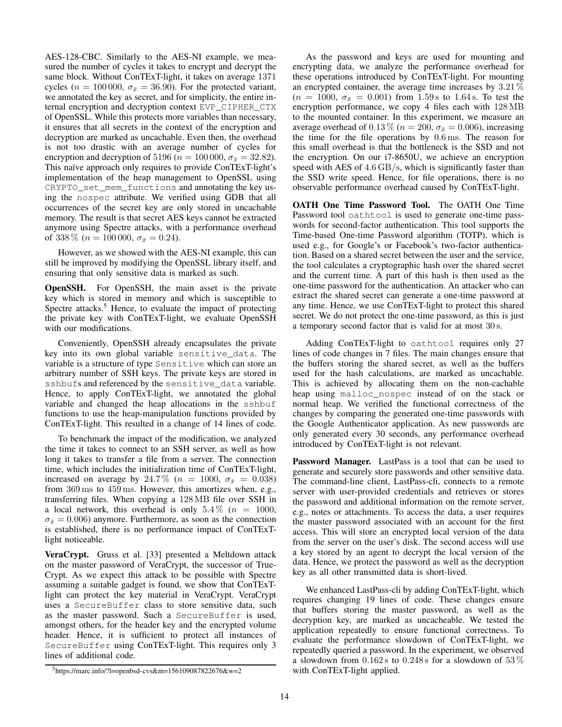AES-128-CBC. Similarly to the AES-NI example, we measured the number of cycles it takes to encrypt and decrypt the same block. Without ConTExT-light, it takes on average 1371 cycles ($n = 100\,000$, $\sigma_{\bar{x}} = 36.90$). For the protected variant, we annotated the key as secret, and for simplicity, the entire internal encryption and decryption context `EVP_CIPHER_CTX` of OpenSSL. While this protects more variables than necessary, it ensures that all secrets in the context of the encryption and decryption are marked as uncachable. Even then, the overhead is not too drastic with an average number of cycles for encryption and decryption of 5196 ($n = 100\,000$, $\sigma_{\bar{x}} = 32.82$). This naïve approach only requires to provide ConTExT-light's implementation of the heap management to OpenSSL using `CRYPTO_set_mem_functions` and annotating the key using the `nospec` attribute. We verified using GDB that all occurrences of the secret key are only stored in uncachable memory. The result is that secret AES keys cannot be extracted anymore using Spectre attacks, with a performance overhead of 338 % ($n = 100\,000$, $\sigma_{\bar{x}} = 0.24$).

However, as we showed with the AES-NI example, this can still be improved by modifying the OpenSSL library itself, and ensuring that only sensitive data is marked as such.

**OpenSSH.** For OpenSSH, the main asset is the private key which is stored in memory and which is susceptible to Spectre attacks.[5] Hence, to evaluate the impact of protecting the private key with ConTExT-light, we evaluate OpenSSH with our modifications.

Conveniently, OpenSSH already encapsulates the private key into its own global variable `sensitive_data`. The variable is a structure of type `Sensitive` which can store an arbitrary number of SSH keys. The private keys are stored in `sshbufs` and referenced by the `sensitive_data` variable. Hence, to apply ConTExT-light, we annotated the global variable and changed the heap allocations in the `sshbuf` functions to use the heap-manipulation functions provided by ConTExT-light. This resulted in a change of 14 lines of code.

To benchmark the impact of the modification, we analyzed the time it takes to connect to an SSH server, as well as how long it takes to transfer a file from a server. The connection time, which includes the initialization time of ConTExT-light, increased on average by 24.7 % ($n = 1000$, $\sigma_{\bar{x}} = 0.038$) from 369 ms to 459 ms. However, this amortizes when, e.g., transferring files. When copying a 128 MB file over SSH in a local network, this overhead is only 5.4 % ($n = 1000$, $\sigma_{\bar{x}} = 0.006$) anymore. Furthermore, as soon as the connection is established, there is no performance impact of ConTExT-light noticeable.

**VeraCrypt.** Gruss et al. [33] presented a Meltdown attack on the master password of VeraCrypt, the successor of TrueCrypt. As we expect this attack to be possible with Spectre assuming a suitable gadget is found, we show that ConTExT-light can protect the key material in VeraCrypt. VeraCrypt uses a `SecureBuffer` class to store sensitive data, such as the master password. Such a `SecureBuffer` is used, amongst others, for the header key and the encrypted volume header. Hence, it is sufficient to protect all instances of `SecureBuffer` using ConTExT-light. This requires only 3 lines of additional code.

[5] https://marc.info/?l=openbsd-cvs&m=156109087822676&w=2

As the password and keys are used for mounting and encrypting data, we analyze the performance overhead for these operations introduced by ConTExT-light. For mounting an encrypted container, the average time increases by 3.21 % ($n = 1000$, $\sigma_{\bar{x}} = 0.001$) from 1.59 s to 1.64 s. To test the encryption performance, we copy 4 files each with 128 MB to the mounted container. In this experiment, we measure an average overhead of 0.13 % ($n = 200$, $\sigma_{\bar{x}} = 0.006$), increasing the time for the file operations by 0.6 ms. The reason for this small overhead is that the bottleneck is the SSD and not the encryption. On our i7-8650U, we achieve an encryption speed with AES of 4.6 GB/s, which is significantly faster than the SSD write speed. Hence, for file operations, there is no observable performance overhead caused by ConTExT-light.

**OATH One Time Password Tool.** The OATH One Time Password tool `oathtool` is used to generate one-time passwords for second-factor authentication. This tool supports the Time-based One-time Password algorithm (TOTP), which is used e.g., for Google's or Facebook's two-factor authentication. Based on a shared secret between the user and the service, the tool calculates a cryptographic hash over the shared secret and the current time. A part of this hash is then used as the one-time password for the authentication. An attacker who can extract the shared secret can generate a one-time password at any time. Hence, we use ConTExT-light to protect this shared secret. We do not protect the one-time password, as this is just a temporary second factor that is valid for at most 30 s.

Adding ConTExT-light to `oathtool` requires only 27 lines of code changes in 7 files. The main changes ensure that the buffers storing the shared secret, as well as the buffers used for the hash calculations, are marked as uncachable. This is achieved by allocating them on the non-cachable heap using `malloc_nospec` instead of on the stack or normal heap. We verified the functional correctness of the changes by comparing the generated one-time passwords with the Google Authenticator application. As new passwords are only generated every 30 seconds, any performance overhead introduced by ConTExT-light is not relevant.

**Password Manager.** LastPass is a tool that can be used to generate and securely store passwords and other sensitive data. The command-line client, LastPass-cli, connects to a remote server with user-provided credentials and retrieves or stores the password and additional information on the remote server, e.g., notes or attachments. To access the data, a user requires the master password associated with an account for the first access. This will store an encrypted local version of the data from the server on the user's disk. The second access will use a key stored by an agent to decrypt the local version of the data. Hence, we protect the password as well as the decryption key as all other transmitted data is short-lived.

We enhanced LastPass-cli by adding ConTExT-light, which requires changing 19 lines of code. These changes ensure that buffers storing the master password, as well as the decryption key, are marked as uncacheable. We tested the application repeatedly to ensure functional correctness. To evaluate the performance slowdown of ConTExT-light, we repeatedly queried a password. In the experiment, we observed a slowdown from 0.162 s to 0.248 s for a slowdown of 53 % with ConTExT-light applied.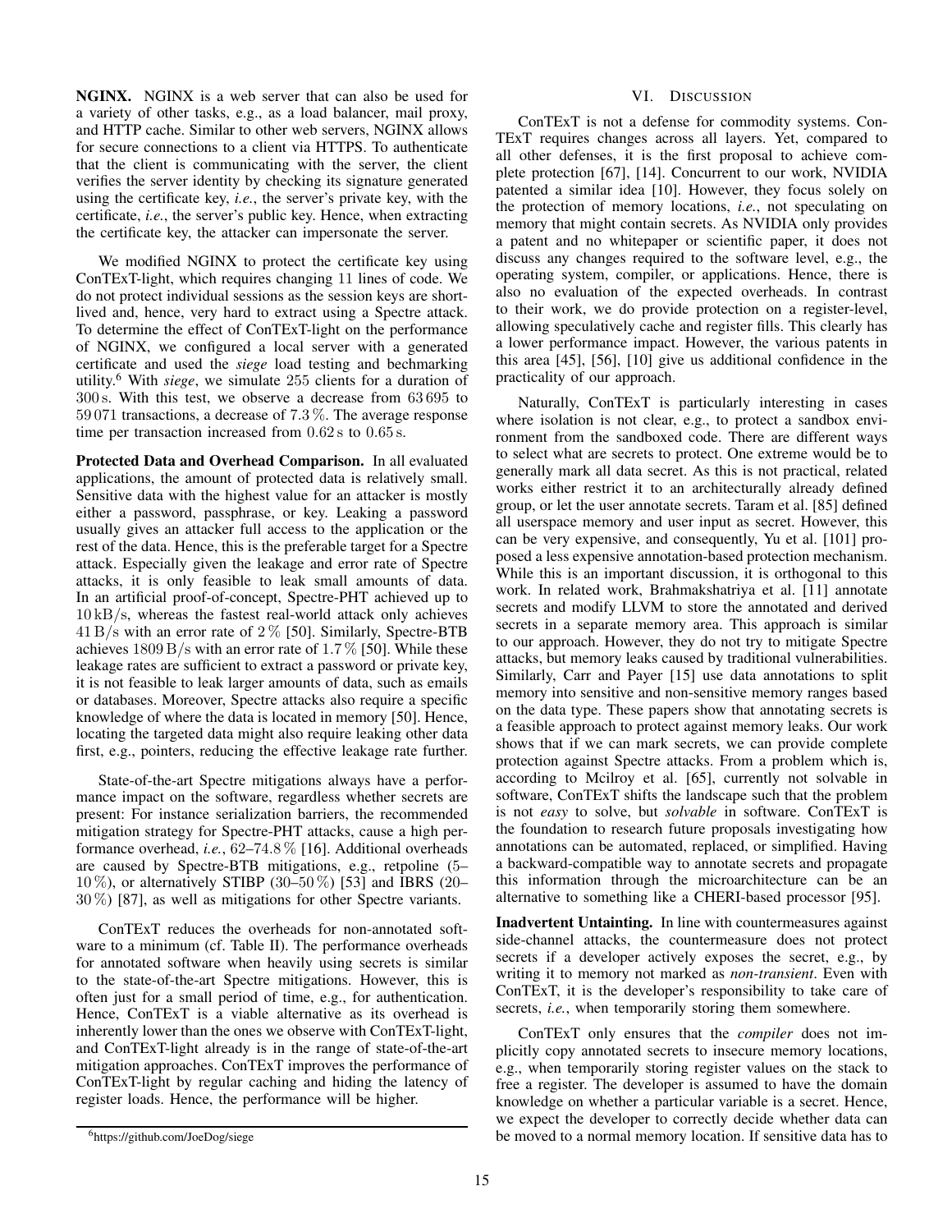**NGINX.** NGINX is a web server that can also be used for a variety of other tasks, e.g., as a load balancer, mail proxy, and HTTP cache. Similar to other web servers, NGINX allows for secure connections to a client via HTTPS. To authenticate that the client is communicating with the server, the client verifies the server identity by checking its signature generated using the certificate key, *i.e.*, the server's private key, with the certificate, *i.e.*, the server's public key. Hence, when extracting the certificate key, the attacker can impersonate the server.

We modified NGINX to protect the certificate key using ConTExT-light, which requires changing 11 lines of code. We do not protect individual sessions as the session keys are short-lived and, hence, very hard to extract using a Spectre attack. To determine the effect of ConTExT-light on the performance of NGINX, we configured a local server with a generated certificate and used the *siege* load testing and bechmarking utility.[6] With *siege*, we simulate 255 clients for a duration of 300 s. With this test, we observe a decrease from 63 695 to 59 071 transactions, a decrease of 7.3 %. The average response time per transaction increased from 0.62 s to 0.65 s.

**Protected Data and Overhead Comparison.** In all evaluated applications, the amount of protected data is relatively small. Sensitive data with the highest value for an attacker is mostly either a password, passphrase, or key. Leaking a password usually gives an attacker full access to the application or the rest of the data. Hence, this is the preferable target for a Spectre attack. Especially given the leakage and error rate of Spectre attacks, it is only feasible to leak small amounts of data. In an artificial proof-of-concept, Spectre-PHT achieved up to 10 kB/s, whereas the fastest real-world attack only achieves 41 B/s with an error rate of 2 % [50]. Similarly, Spectre-BTB achieves 1809 B/s with an error rate of 1.7 % [50]. While these leakage rates are sufficient to extract a password or private key, it is not feasible to leak larger amounts of data, such as emails or databases. Moreover, Spectre attacks also require a specific knowledge of where the data is located in memory [50]. Hence, locating the targeted data might also require leaking other data first, e.g., pointers, reducing the effective leakage rate further.

State-of-the-art Spectre mitigations always have a performance impact on the software, regardless whether secrets are present: For instance serialization barriers, the recommended mitigation strategy for Spectre-PHT attacks, cause a high performance overhead, *i.e.*, 62–74.8 % [16]. Additional overheads are caused by Spectre-BTB mitigations, e.g., retpoline (5–10 %), or alternatively STIBP (30–50 %) [53] and IBRS (20–30 %) [87], as well as mitigations for other Spectre variants.

ConTExT reduces the overheads for non-annotated software to a minimum (cf. Table II). The performance overheads for annotated software when heavily using secrets is similar to the state-of-the-art Spectre mitigations. However, this is often just for a small period of time, e.g., for authentication. Hence, ConTExT is a viable alternative as its overhead is inherently lower than the ones we observe with ConTExT-light, and ConTExT-light already is in the range of state-of-the-art mitigation approaches. ConTExT improves the performance of ConTExT-light by regular caching and hiding the latency of register loads. Hence, the performance will be higher.

[6] https://github.com/JoeDog/siege

## VI. Discussion

ConTExT is not a defense for commodity systems. ConTExT requires changes across all layers. Yet, compared to all other defenses, it is the first proposal to achieve complete protection [67], [14]. Concurrent to our work, NVIDIA patented a similar idea [10]. However, they focus solely on the protection of memory locations, *i.e.*, not speculating on memory that might contain secrets. As NVIDIA only provides a patent and no whitepaper or scientific paper, it does not discuss any changes required to the software level, e.g., the operating system, compiler, or applications. Hence, there is also no evaluation of the expected overheads. In contrast to their work, we do provide protection on a register-level, allowing speculatively cache and register fills. This clearly has a lower performance impact. However, the various patents in this area [45], [56], [10] give us additional confidence in the practicality of our approach.

Naturally, ConTExT is particularly interesting in cases where isolation is not clear, e.g., to protect a sandbox environment from the sandboxed code. There are different ways to select what are secrets to protect. One extreme would be to generally mark all data secret. As this is not practical, related works either restrict it to an architecturally already defined group, or let the user annotate secrets. Taram et al. [85] defined all userspace memory and user input as secret. However, this can be very expensive, and consequently, Yu et al. [101] proposed a less expensive annotation-based protection mechanism. While this is an important discussion, it is orthogonal to this work. In related work, Brahmakshatriya et al. [11] annotate secrets and modify LLVM to store the annotated and derived secrets in a separate memory area. This approach is similar to our approach. However, they do not try to mitigate Spectre attacks, but memory leaks caused by traditional vulnerabilities. Similarly, Carr and Payer [15] use data annotations to split memory into sensitive and non-sensitive memory ranges based on the data type. These papers show that annotating secrets is a feasible approach to protect against memory leaks. Our work shows that if we can mark secrets, we can provide complete protection against Spectre attacks. From a problem which is, according to Mcilroy et al. [65], currently not solvable in software, ConTExT shifts the landscape such that the problem is not *easy* to solve, but *solvable* in software. ConTExT is the foundation to research future proposals investigating how annotations can be automated, replaced, or simplified. Having a backward-compatible way to annotate secrets and propagate this information through the microarchitecture can be an alternative to something like a CHERI-based processor [95].

**Inadvertent Untainting.** In line with countermeasures against side-channel attacks, the countermeasure does not protect secrets if a developer actively exposes the secret, e.g., by writing it to memory not marked as *non-transient*. Even with ConTExT, it is the developer's responsibility to take care of secrets, *i.e.*, when temporarily storing them somewhere.

ConTExT only ensures that the *compiler* does not implicitly copy annotated secrets to insecure memory locations, e.g., when temporarily storing register values on the stack to free a register. The developer is assumed to have the domain knowledge on whether a particular variable is a secret. Hence, we expect the developer to correctly decide whether data can be moved to a normal memory location. If sensitive data has to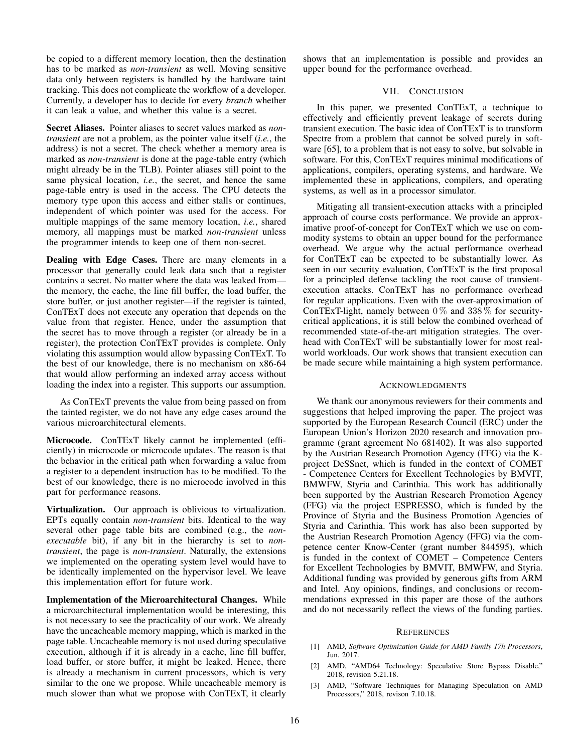be copied to a different memory location, then the destination has to be marked as *non-transient* as well. Moving sensitive data only between registers is handled by the hardware taint tracking. This does not complicate the workflow of a developer. Currently, a developer has to decide for every *branch* whether it can leak a value, and whether this value is a secret.

**Secret Aliases.** Pointer aliases to secret values marked as *non-transient* are not a problem, as the pointer value itself (*i.e.*, the address) is not a secret. The check whether a memory area is marked as *non-transient* is done at the page-table entry (which might already be in the TLB). Pointer aliases still point to the same physical location, *i.e.*, the secret, and hence the same page-table entry is used in the access. The CPU detects the memory type upon this access and either stalls or continues, independent of which pointer was used for the access. For multiple mappings of the same memory location, *i.e.*, shared memory, all mappings must be marked *non-transient* unless the programmer intends to keep one of them non-secret.

**Dealing with Edge Cases.** There are many elements in a processor that generally could leak data such that a register contains a secret. No matter where the data was leaked from—the memory, the cache, the line fill buffer, the load buffer, the store buffer, or just another register—if the register is tainted, ConTExT does not execute any operation that depends on the value from that register. Hence, under the assumption that the secret has to move through a register (or already be in a register), the protection ConTExT provides is complete. Only violating this assumption would allow bypassing ConTExT. To the best of our knowledge, there is no mechanism on x86-64 that would allow performing an indexed array access without loading the index into a register. This supports our assumption.

As ConTExT prevents the value from being passed on from the tainted register, we do not have any edge cases around the various microarchitectural elements.

**Microcode.** ConTExT likely cannot be implemented (efficiently) in microcode or microcode updates. The reason is that the behavior in the critical path when forwarding a value from a register to a dependent instruction has to be modified. To the best of our knowledge, there is no microcode involved in this part for performance reasons.

**Virtualization.** Our approach is oblivious to virtualization. EPTs equally contain *non-transient* bits. Identical to the way several other page table bits are combined (e.g., the *non-executable* bit), if any bit in the hierarchy is set to *non-transient*, the page is *non-transient*. Naturally, the extensions we implemented on the operating system level would have to be identically implemented on the hypervisor level. We leave this implementation effort for future work.

**Implementation of the Microarchitectural Changes.** While a microarchitectural implementation would be interesting, this is not necessary to see the practicality of our work. We already have the uncacheable memory mapping, which is marked in the page table. Uncacheable memory is not used during speculative execution, although if it is already in a cache, line fill buffer, load buffer, or store buffer, it might be leaked. Hence, there is already a mechanism in current processors, which is very similar to the one we propose. While uncacheable memory is much slower than what we propose with ConTExT, it clearly shows that an implementation is possible and provides an upper bound for the performance overhead.

## VII. Conclusion

In this paper, we presented ConTExT, a technique to effectively and efficiently prevent leakage of secrets during transient execution. The basic idea of ConTExT is to transform Spectre from a problem that cannot be solved purely in software [65], to a problem that is not easy to solve, but solvable in software. For this, ConTExT requires minimal modifications of applications, compilers, operating systems, and hardware. We implemented these in applications, compilers, and operating systems, as well as in a processor simulator.

Mitigating all transient-execution attacks with a principled approach of course costs performance. We provide an approximative proof-of-concept for ConTExT which we use on commodity systems to obtain an upper bound for the performance overhead. We argue why the actual performance overhead for ConTExT can be expected to be substantially lower. As seen in our security evaluation, ConTExT is the first proposal for a principled defense tackling the root cause of transient-execution attacks. ConTExT has no performance overhead for regular applications. Even with the over-approximation of ConTExT-light, namely between $0\,\%$ and $338\,\%$ for security-critical applications, it is still below the combined overhead of recommended state-of-the-art mitigation strategies. The overhead with ConTExT will be substantially lower for most real-world workloads. Our work shows that transient execution can be made secure while maintaining a high system performance.

## Acknowledgments

We thank our anonymous reviewers for their comments and suggestions that helped improving the paper. The project was supported by the European Research Council (ERC) under the European Union's Horizon 2020 research and innovation programme (grant agreement No 681402). It was also supported by the Austrian Research Promotion Agency (FFG) via the K-project DeSSnet, which is funded in the context of COMET - Competence Centers for Excellent Technologies by BMVIT, BMWFW, Styria and Carinthia. This work has additionally been supported by the Austrian Research Promotion Agency (FFG) via the project ESPRESSO, which is funded by the Province of Styria and the Business Promotion Agencies of Styria and Carinthia. This work has also been supported by the Austrian Research Promotion Agency (FFG) via the competence center Know-Center (grant number 844595), which is funded in the context of COMET – Competence Centers for Excellent Technologies by BMVIT, BMWFW, and Styria. Additional funding was provided by generous gifts from ARM and Intel. Any opinions, findings, and conclusions or recommendations expressed in this paper are those of the authors and do not necessarily reflect the views of the funding parties.

## References

[1] AMD, *Software Optimization Guide for AMD Family 17h Processors*, Jun. 2017.

[2] AMD, "AMD64 Technology: Speculative Store Bypass Disable," 2018, revision 5.21.18.

[3] AMD, "Software Techniques for Managing Speculation on AMD Processors," 2018, revison 7.10.18.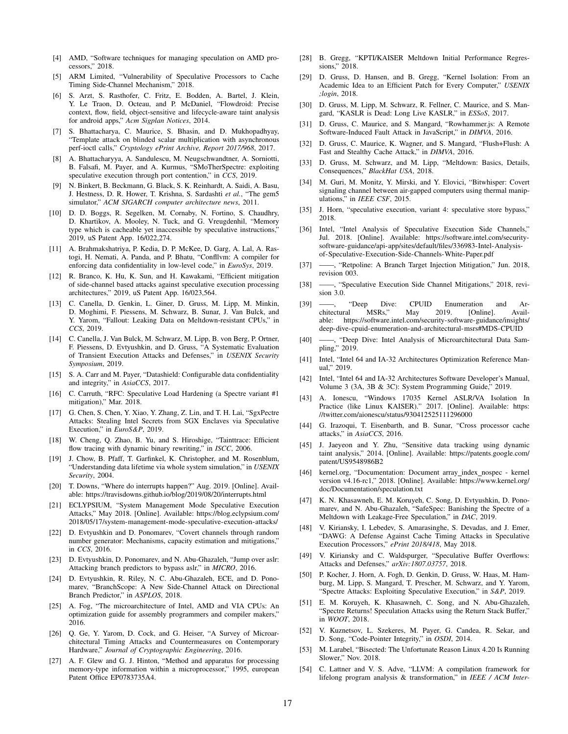[4] AMD, "Software techniques for managing speculation on AMD processors," 2018.

[5] ARM Limited, "Vulnerability of Speculative Processors to Cache Timing Side-Channel Mechanism," 2018.

[6] S. Arzt, S. Rasthofer, C. Fritz, E. Bodden, A. Bartel, J. Klein, Y. Le Traon, D. Octeau, and P. McDaniel, "Flowdroid: Precise context, flow, field, object-sensitive and lifecycle-aware taint analysis for android apps," *Acm Sigplan Notices*, 2014.

[7] S. Bhattacharya, C. Maurice, S. Bhasin, and D. Mukhopadhyay, "Template attack on blinded scalar multiplication with asynchronous perf-ioctl calls," *Cryptology ePrint Archive, Report 2017/968*, 2017.

[8] A. Bhattacharyya, A. Sandulescu, M. Neugschwandtner, A. Sorniotti, B. Falsafi, M. Payer, and A. Kurmus, "SMoTherSpectre: exploiting speculative execution through port contention," in *CCS*, 2019.

[9] N. Binkert, B. Beckmann, G. Black, S. K. Reinhardt, A. Saidi, A. Basu, J. Hestness, D. R. Hower, T. Krishna, S. Sardashti *et al.*, "The gem5 simulator," *ACM SIGARCH computer architecture news*, 2011.

[10] D. D. Boggs, R. Segelken, M. Cornaby, N. Fortino, S. Chaudhry, D. Khartikov, A. Mooley, N. Tuck, and G. Vreugdenhil, "Memory type which is cacheable yet inaccessible by speculative instructions," 2019, uS Patent App. 16/022,274.

[11] A. Brahmakshatriya, P. Kedia, D. P. McKee, D. Garg, A. Lal, A. Rastogi, H. Nemati, A. Panda, and P. Bhatu, "Confllvm: A compiler for enforcing data confidentiality in low-level code," in *EuroSys*, 2019.

[12] R. Branco, K. Hu, K. Sun, and H. Kawakami, "Efficient mitigation of side-channel based attacks against speculative execution processing architectures," 2019, uS Patent App. 16/023,564.

[13] C. Canella, D. Genkin, L. Giner, D. Gruss, M. Lipp, M. Minkin, D. Moghimi, F. Piessens, M. Schwarz, B. Sunar, J. Van Bulck, and Y. Yarom, "Fallout: Leaking Data on Meltdown-resistant CPUs," in *CCS*, 2019.

[14] C. Canella, J. Van Bulck, M. Schwarz, M. Lipp, B. von Berg, P. Ortner, F. Piessens, D. Evtyushkin, and D. Gruss, "A Systematic Evaluation of Transient Execution Attacks and Defenses," in *USENIX Security Symposium*, 2019.

[15] S. A. Carr and M. Payer, "Datashield: Configurable data confidentiality and integrity," in *AsiaCCS*, 2017.

[16] C. Carruth, "RFC: Speculative Load Hardening (a Spectre variant #1 mitigation)," Mar. 2018.

[17] G. Chen, S. Chen, Y. Xiao, Y. Zhang, Z. Lin, and T. H. Lai, "SgxPectre Attacks: Stealing Intel Secrets from SGX Enclaves via Speculative Execution," in *EuroS&P*, 2019.

[18] W. Cheng, Q. Zhao, B. Yu, and S. Hiroshige, "Tainttrace: Efficient flow tracing with dynamic binary rewriting," in *ISCC*, 2006.

[19] J. Chow, B. Pfaff, T. Garfinkel, K. Christopher, and M. Rosenblum, "Understanding data lifetime via whole system simulation," in *USENIX Security*, 2004.

[20] T. Downs, "Where do interrupts happen?" Aug. 2019. [Online]. Available: https://travisdowns.github.io/blog/2019/08/20/interrupts.html

[21] ECLYPSIUM, "System Management Mode Speculative Execution Attacks," May 2018. [Online]. Available: https://blog.eclypsium.com/2018/05/17/system-management-mode-speculative-execution-attacks/

[22] D. Evtyushkin and D. Ponomarev, "Covert channels through random number generator: Mechanisms, capacity estimation and mitigations," in *CCS*, 2016.

[23] D. Evtyushkin, D. Ponomarev, and N. Abu-Ghazaleh, "Jump over aslr: Attacking branch predictors to bypass aslr," in *MICRO*, 2016.

[24] D. Evtyushkin, R. Riley, N. C. Abu-Ghazaleh, ECE, and D. Ponomarev, "BranchScope: A New Side-Channel Attack on Directional Branch Predictor," in *ASPLOS*, 2018.

[25] A. Fog, "The microarchitecture of Intel, AMD and VIA CPUs: An optimization guide for assembly programmers and compiler makers," 2016.

[26] Q. Ge, Y. Yarom, D. Cock, and G. Heiser, "A Survey of Microarchitectural Timing Attacks and Countermeasures on Contemporary Hardware," *Journal of Cryptographic Engineering*, 2016.

[27] A. F. Glew and G. J. Hinton, "Method and apparatus for processing memory-type information within a microprocessor," 1995, european Patent Office EP0783735A4.

[28] B. Gregg, "KPTI/KAISER Meltdown Initial Performance Regressions," 2018.

[29] D. Gruss, D. Hansen, and B. Gregg, "Kernel Isolation: From an Academic Idea to an Efficient Patch for Every Computer," *USENIX ;login*, 2018.

[30] D. Gruss, M. Lipp, M. Schwarz, R. Fellner, C. Maurice, and S. Mangard, "KASLR is Dead: Long Live KASLR," in *ESSoS*, 2017.

[31] D. Gruss, C. Maurice, and S. Mangard, "Rowhammer.js: A Remote Software-Induced Fault Attack in JavaScript," in *DIMVA*, 2016.

[32] D. Gruss, C. Maurice, K. Wagner, and S. Mangard, "Flush+Flush: A Fast and Stealthy Cache Attack," in *DIMVA*, 2016.

[33] D. Gruss, M. Schwarz, and M. Lipp, "Meltdown: Basics, Details, Consequences," *BlackHat USA*, 2018.

[34] M. Guri, M. Monitz, Y. Mirski, and Y. Elovici, "Bitwhisper: Covert signaling channel between air-gapped computers using thermal manipulations," in *IEEE CSF*, 2015.

[35] J. Horn, "speculative execution, variant 4: speculative store bypass," 2018.

[36] Intel, "Intel Analysis of Speculative Execution Side Channels," Jul. 2018. [Online]. Available: https://software.intel.com/security-software-guidance/api-app/sites/default/files/336983-Intel-Analysis-of-Speculative-Execution-Side-Channels-White-Paper.pdf

[37] ——, "Retpoline: A Branch Target Injection Mitigation," Jun. 2018, revision 003.

[38] ——, "Speculative Execution Side Channel Mitigations," 2018, revision 3.0.

[39] ——, "Deep Dive: CPUID Enumeration and Architectural MSRs," May 2019. [Online]. Available: https://software.intel.com/security-software-guidance/insights/deep-dive-cpuid-enumeration-and-architectural-msrs#MDS-CPUID

[40] ——, "Deep Dive: Intel Analysis of Microarchitectural Data Sampling," 2019.

[41] Intel, "Intel 64 and IA-32 Architectures Optimization Reference Manual," 2019.

[42] Intel, "Intel 64 and IA-32 Architectures Software Developer's Manual, Volume 3 (3A, 3B & 3C): System Programming Guide," 2019.

[43] A. Ionescu, "Windows 17035 Kernel ASLR/VA Isolation In Practice (like Linux KAISER)." 2017. [Online]. Available: https://twitter.com/aionescu/status/930412525111296000

[44] G. Irazoqui, T. Eisenbarth, and B. Sunar, "Cross processor cache attacks," in *AsiaCCS*, 2016.

[45] J. Jaeyeon and Y. Zhu, "Sensitive data tracking using dynamic taint analysis," 2014. [Online]. Available: https://patents.google.com/patent/US9548986B2

[46] kernel.org, "Documentation: Document array_index_nospec - kernel version v4.16-rc1," 2018. [Online]. Available: https://www.kernel.org/doc/Documentation/speculation.txt

[47] K. N. Khasawneh, E. M. Koruyeh, C. Song, D. Evtyushkin, D. Ponomarev, and N. Abu-Ghazaleh, "SafeSpec: Banishing the Spectre of a Meltdown with Leakage-Free Speculation," in *DAC*, 2019.

[48] V. Kiriansky, I. Lebedev, S. Amarasinghe, S. Devadas, and J. Emer, "DAWG: A Defense Against Cache Timing Attacks in Speculative Execution Processors," *ePrint 2018/418*, May 2018.

[49] V. Kiriansky and C. Waldspurger, "Speculative Buffer Overflows: Attacks and Defenses," *arXiv:1807.03757*, 2018.

[50] P. Kocher, J. Horn, A. Fogh, D. Genkin, D. Gruss, W. Haas, M. Hamburg, M. Lipp, S. Mangard, T. Prescher, M. Schwarz, and Y. Yarom, "Spectre Attacks: Exploiting Speculative Execution," in *S&P*, 2019.

[51] E. M. Koruyeh, K. Khasawneh, C. Song, and N. Abu-Ghazaleh, "Spectre Returns! Speculation Attacks using the Return Stack Buffer," in *WOOT*, 2018.

[52] V. Kuznetsov, L. Szekeres, M. Payer, G. Candea, R. Sekar, and D. Song, "Code-Pointer Integrity," in *OSDI*, 2014.

[53] M. Larabel, "Bisected: The Unfortunate Reason Linux 4.20 Is Running Slower," Nov. 2018.

[54] C. Lattner and V. S. Adve, "LLVM: A compilation framework for lifelong program analysis & transformation," in *IEEE / ACM Inter-*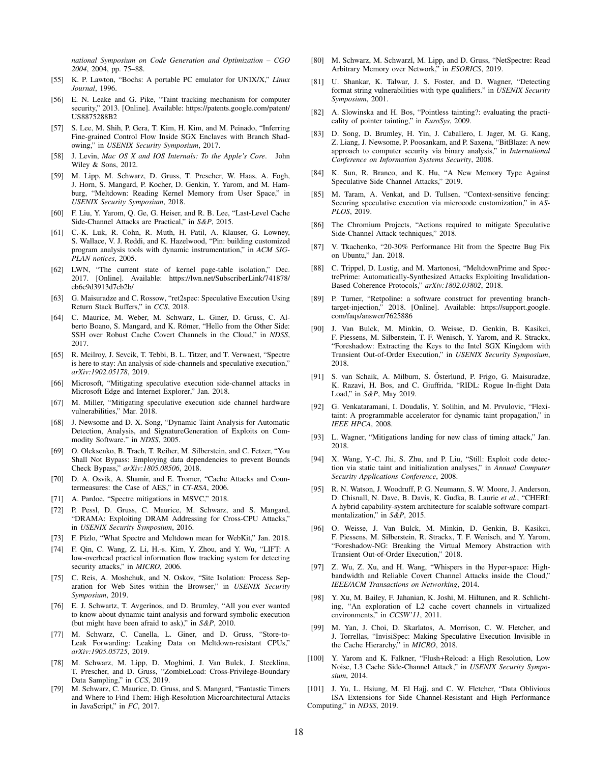*national Symposium on Code Generation and Optimization – CGO 2004*, 2004, pp. 75–88.

[55] K. P. Lawton, "Bochs: A portable PC emulator for UNIX/X," *Linux Journal*, 1996.

[56] E. N. Leake and G. Pike, "Taint tracking mechanism for computer security," 2013. [Online]. Available: https://patents.google.com/patent/US8875288B2

[57] S. Lee, M. Shih, P. Gera, T. Kim, H. Kim, and M. Peinado, "Inferring Fine-grained Control Flow Inside SGX Enclaves with Branch Shadowing," in *USENIX Security Symposium*, 2017.

[58] J. Levin, *Mac OS X and IOS Internals: To the Apple's Core*. John Wiley & Sons, 2012.

[59] M. Lipp, M. Schwarz, D. Gruss, T. Prescher, W. Haas, A. Fogh, J. Horn, S. Mangard, P. Kocher, D. Genkin, Y. Yarom, and M. Hamburg, "Meltdown: Reading Kernel Memory from User Space," in *USENIX Security Symposium*, 2018.

[60] F. Liu, Y. Yarom, Q. Ge, G. Heiser, and R. B. Lee, "Last-Level Cache Side-Channel Attacks are Practical," in *S&P*, 2015.

[61] C.-K. Luk, R. Cohn, R. Muth, H. Patil, A. Klauser, G. Lowney, S. Wallace, V. J. Reddi, and K. Hazelwood, "Pin: building customized program analysis tools with dynamic instrumentation," in *ACM SIGPLAN notices*, 2005.

[62] LWN, "The current state of kernel page-table isolation," Dec. 2017. [Online]. Available: https://lwn.net/SubscriberLink/741878/eb6c9d3913d7cb2b/

[63] G. Maisuradze and C. Rossow, "ret2spec: Speculative Execution Using Return Stack Buffers," in *CCS*, 2018.

[64] C. Maurice, M. Weber, M. Schwarz, L. Giner, D. Gruss, C. Alberto Boano, S. Mangard, and K. Römer, "Hello from the Other Side: SSH over Robust Cache Covert Channels in the Cloud," in *NDSS*, 2017.

[65] R. Mcilroy, J. Sevcik, T. Tebbi, B. L. Titzer, and T. Verwaest, "Spectre is here to stay: An analysis of side-channels and speculative execution," *arXiv:1902.05178*, 2019.

[66] Microsoft, "Mitigating speculative execution side-channel attacks in Microsoft Edge and Internet Explorer," Jan. 2018.

[67] M. Miller, "Mitigating speculative execution side channel hardware vulnerabilities," Mar. 2018.

[68] J. Newsome and D. X. Song, "Dynamic Taint Analysis for Automatic Detection, Analysis, and SignatureGeneration of Exploits on Commodity Software." in *NDSS*, 2005.

[69] O. Oleksenko, B. Trach, T. Reiher, M. Silberstein, and C. Fetzer, "You Shall Not Bypass: Employing data dependencies to prevent Bounds Check Bypass," *arXiv:1805.08506*, 2018.

[70] D. A. Osvik, A. Shamir, and E. Tromer, "Cache Attacks and Countermeasures: the Case of AES," in *CT-RSA*, 2006.

[71] A. Pardoe, "Spectre mitigations in MSVC," 2018.

[72] P. Pessl, D. Gruss, C. Maurice, M. Schwarz, and S. Mangard, "DRAMA: Exploiting DRAM Addressing for Cross-CPU Attacks," in *USENIX Security Symposium*, 2016.

[73] F. Pizlo, "What Spectre and Meltdown mean for WebKit," Jan. 2018.

[74] F. Qin, C. Wang, Z. Li, H.-s. Kim, Y. Zhou, and Y. Wu, "LIFT: A low-overhead practical information flow tracking system for detecting security attacks," in *MICRO*, 2006.

[75] C. Reis, A. Moshchuk, and N. Oskov, "Site Isolation: Process Separation for Web Sites within the Browser," in *USENIX Security Symposium*, 2019.

[76] E. J. Schwartz, T. Avgerinos, and D. Brumley, "All you ever wanted to know about dynamic taint analysis and forward symbolic execution (but might have been afraid to ask)," in *S&P*, 2010.

[77] M. Schwarz, C. Canella, L. Giner, and D. Gruss, "Store-to-Leak Forwarding: Leaking Data on Meltdown-resistant CPUs," *arXiv:1905.05725*, 2019.

[78] M. Schwarz, M. Lipp, D. Moghimi, J. Van Bulck, J. Stecklina, T. Prescher, and D. Gruss, "ZombieLoad: Cross-Privilege-Boundary Data Sampling," in *CCS*, 2019.

[79] M. Schwarz, C. Maurice, D. Gruss, and S. Mangard, "Fantastic Timers and Where to Find Them: High-Resolution Microarchitectural Attacks in JavaScript," in *FC*, 2017.

[80] M. Schwarz, M. Schwarzl, M. Lipp, and D. Gruss, "NetSpectre: Read Arbitrary Memory over Network," in *ESORICS*, 2019.

[81] U. Shankar, K. Talwar, J. S. Foster, and D. Wagner, "Detecting format string vulnerabilities with type qualifiers." in *USENIX Security Symposium*, 2001.

[82] A. Slowinska and H. Bos, "Pointless tainting?: evaluating the practicality of pointer tainting," in *EuroSys*, 2009.

[83] D. Song, D. Brumley, H. Yin, J. Caballero, I. Jager, M. G. Kang, Z. Liang, J. Newsome, P. Poosankam, and P. Saxena, "BitBlaze: A new approach to computer security via binary analysis," in *International Conference on Information Systems Security*, 2008.

[84] K. Sun, R. Branco, and K. Hu, "A New Memory Type Against Speculative Side Channel Attacks," 2019.

[85] M. Taram, A. Venkat, and D. Tullsen, "Context-sensitive fencing: Securing speculative execution via microcode customization," in *ASPLOS*, 2019.

[86] The Chromium Projects, "Actions required to mitigate Speculative Side-Channel Attack techniques," 2018.

[87] V. Tkachenko, "20-30% Performance Hit from the Spectre Bug Fix on Ubuntu," Jan. 2018.

[88] C. Trippel, D. Lustig, and M. Martonosi, "MeltdownPrime and SpectrePrime: Automatically-Synthesized Attacks Exploiting Invalidation-Based Coherence Protocols," *arXiv:1802.03802*, 2018.

[89] P. Turner, "Retpoline: a software construct for preventing branch-target-injection," 2018. [Online]. Available: https://support.google.com/faqs/answer/7625886

[90] J. Van Bulck, M. Minkin, O. Weisse, D. Genkin, B. Kasikci, F. Piessens, M. Silberstein, T. F. Wenisch, Y. Yarom, and R. Strackx, "Foreshadow: Extracting the Keys to the Intel SGX Kingdom with Transient Out-of-Order Execution," in *USENIX Security Symposium*, 2018.

[91] S. van Schaik, A. Milburn, S. Österlund, P. Frigo, G. Maisuradze, K. Razavi, H. Bos, and C. Giuffrida, "RIDL: Rogue In-flight Data Load," in *S&P*, May 2019.

[92] G. Venkataramani, I. Doudalis, Y. Solihin, and M. Prvulovic, "Flexitaint: A programmable accelerator for dynamic taint propagation," in *IEEE HPCA*, 2008.

[93] L. Wagner, "Mitigations landing for new class of timing attack," Jan. 2018.

[94] X. Wang, Y.-C. Jhi, S. Zhu, and P. Liu, "Still: Exploit code detection via static taint and initialization analyses," in *Annual Computer Security Applications Conference*, 2008.

[95] R. N. Watson, J. Woodruff, P. G. Neumann, S. W. Moore, J. Anderson, D. Chisnall, N. Dave, B. Davis, K. Gudka, B. Laurie *et al.*, "CHERI: A hybrid capability-system architecture for scalable software compartmentalization," in *S&P*, 2015.

[96] O. Weisse, J. Van Bulck, M. Minkin, D. Genkin, B. Kasikci, F. Piessens, M. Silberstein, R. Strackx, T. F. Wenisch, and Y. Yarom, "Foreshadow-NG: Breaking the Virtual Memory Abstraction with Transient Out-of-Order Execution," 2018.

[97] Z. Wu, Z. Xu, and H. Wang, "Whispers in the Hyper-space: High-bandwidth and Reliable Covert Channel Attacks inside the Cloud," *IEEE/ACM Transactions on Networking*, 2014.

[98] Y. Xu, M. Bailey, F. Jahanian, K. Joshi, M. Hiltunen, and R. Schlichting, "An exploration of L2 cache covert channels in virtualized environments," in *CCSW'11*, 2011.

[99] M. Yan, J. Choi, D. Skarlatos, A. Morrison, C. W. Fletcher, and J. Torrellas, "InvisiSpec: Making Speculative Execution Invisible in the Cache Hierarchy," in *MICRO*, 2018.

[100] Y. Yarom and K. Falkner, "Flush+Reload: a High Resolution, Low Noise, L3 Cache Side-Channel Attack," in *USENIX Security Symposium*, 2014.

[101] J. Yu, L. Hsiung, M. El Hajj, and C. W. Fletcher, "Data Oblivious ISA Extensions for Side Channel-Resistant and High Performance Computing," in *NDSS*, 2019.